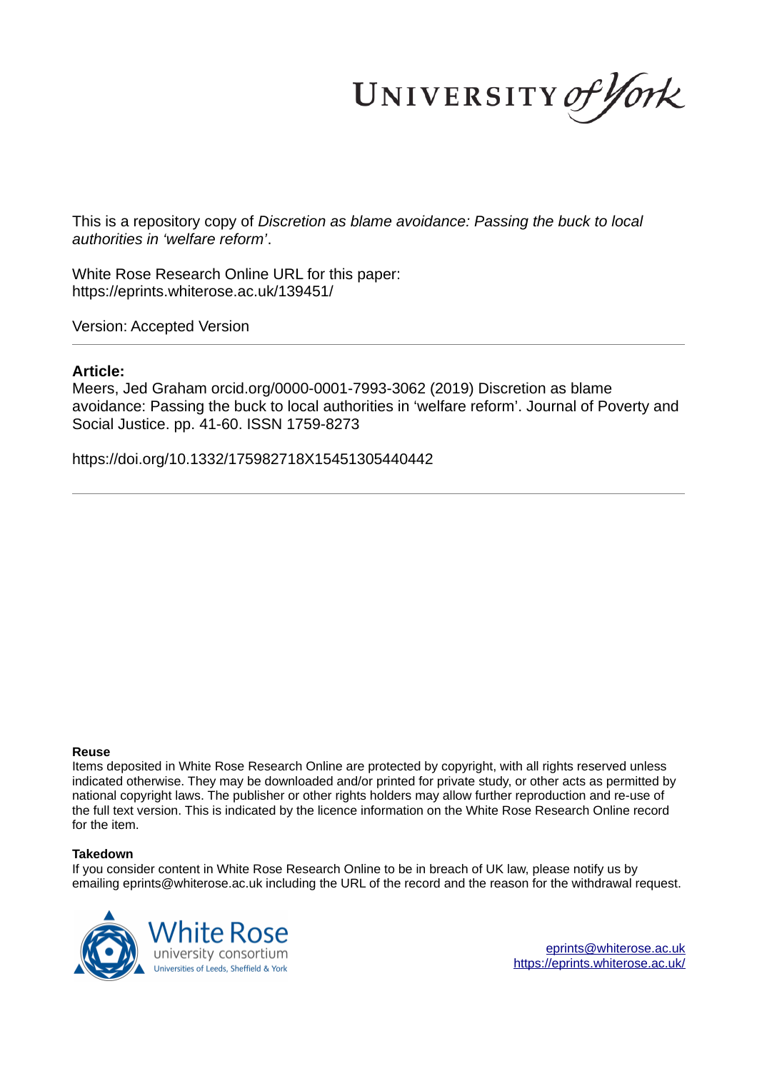This is a repository copy of *Discretion as blame avoidance: Passing the buck to local authorities in 'welfare reform'*.

White Rose Research Online URL for this paper:
https://eprints.whiterose.ac.uk/139451/

Version: Accepted Version

**Article:**

Meers, Jed Graham orcid.org/0000-0001-7993-3062 (2019) Discretion as blame avoidance: Passing the buck to local authorities in 'welfare reform'. Journal of Poverty and Social Justice. pp. 41-60. ISSN 1759-8273

https://doi.org/10.1332/175982718X15451305440442

**Reuse**

Items deposited in White Rose Research Online are protected by copyright, with all rights reserved unless indicated otherwise. They may be downloaded and/or printed for private study, or other acts as permitted by national copyright laws. The publisher or other rights holders may allow further reproduction and re-use of the full text version. This is indicated by the licence information on the White Rose Research Online record for the item.

**Takedown**

If you consider content in White Rose Research Online to be in breach of UK law, please notify us by emailing eprints@whiterose.ac.uk including the URL of the record and the reason for the withdrawal request.

eprints@whiterose.ac.uk
https://eprints.whiterose.ac.uk/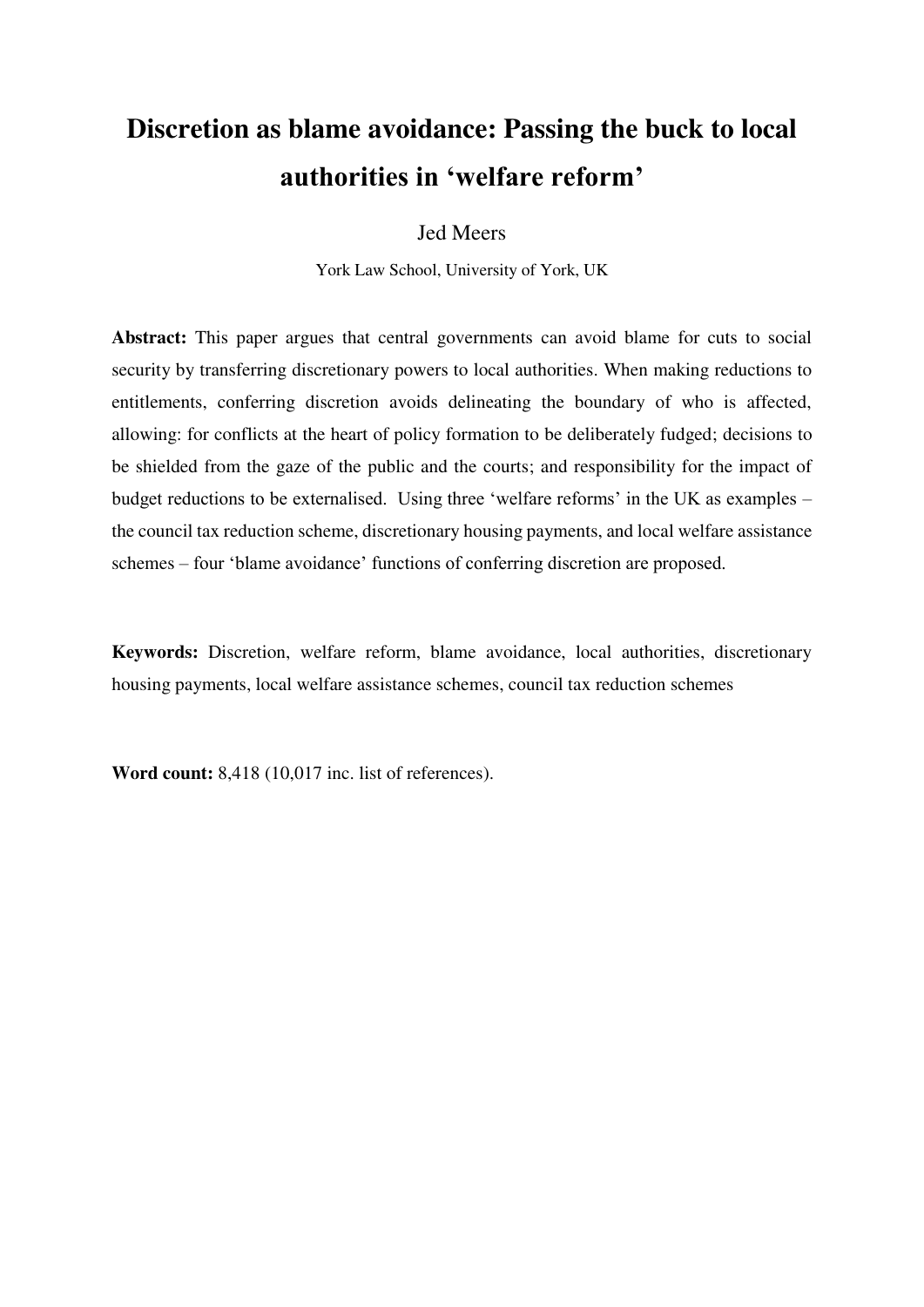# Discretion as blame avoidance: Passing the buck to local authorities in 'welfare reform'

Jed Meers

York Law School, University of York, UK

**Abstract:** This paper argues that central governments can avoid blame for cuts to social security by transferring discretionary powers to local authorities. When making reductions to entitlements, conferring discretion avoids delineating the boundary of who is affected, allowing: for conflicts at the heart of policy formation to be deliberately fudged; decisions to be shielded from the gaze of the public and the courts; and responsibility for the impact of budget reductions to be externalised. Using three 'welfare reforms' in the UK as examples – the council tax reduction scheme, discretionary housing payments, and local welfare assistance schemes – four 'blame avoidance' functions of conferring discretion are proposed.

**Keywords:** Discretion, welfare reform, blame avoidance, local authorities, discretionary housing payments, local welfare assistance schemes, council tax reduction schemes

**Word count:** 8,418 (10,017 inc. list of references).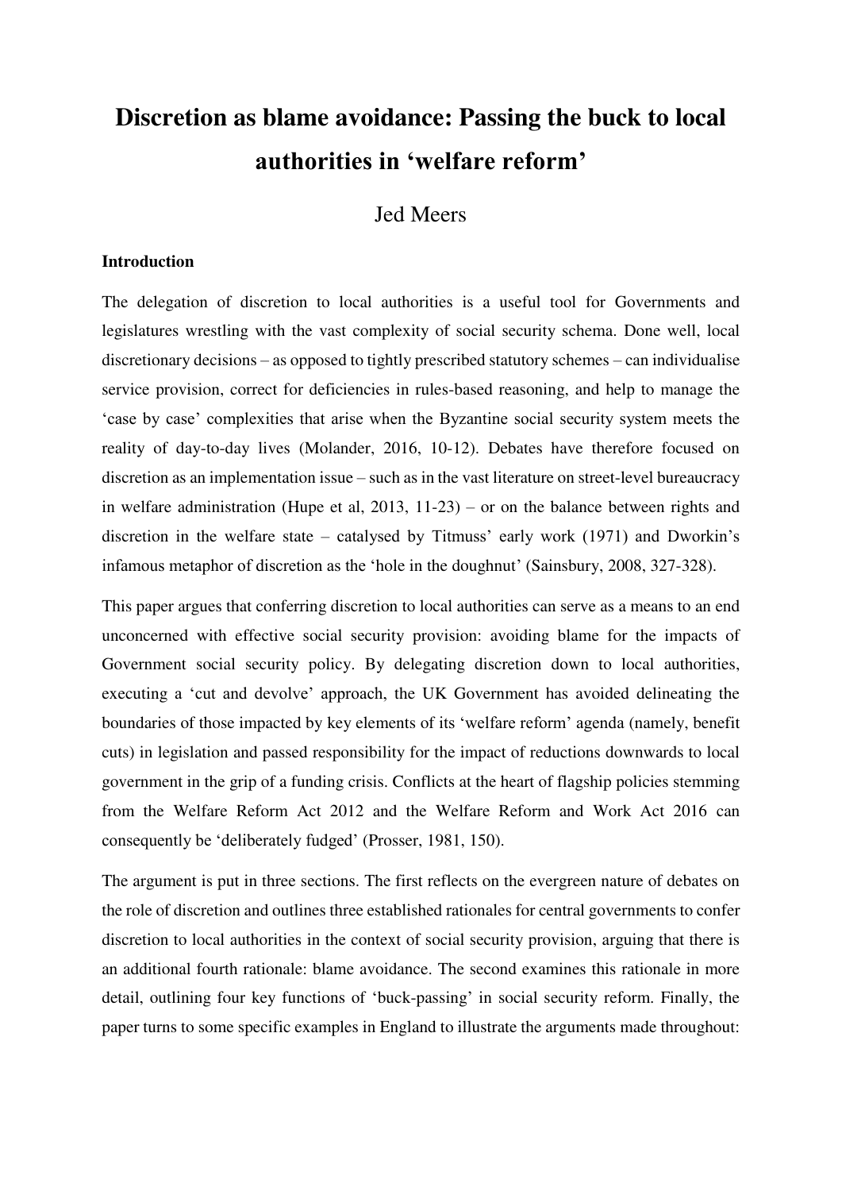# Discretion as blame avoidance: Passing the buck to local authorities in 'welfare reform'

Jed Meers

### Introduction

The delegation of discretion to local authorities is a useful tool for Governments and legislatures wrestling with the vast complexity of social security schema. Done well, local discretionary decisions – as opposed to tightly prescribed statutory schemes – can individualise service provision, correct for deficiencies in rules-based reasoning, and help to manage the 'case by case' complexities that arise when the Byzantine social security system meets the reality of day-to-day lives (Molander, 2016, 10-12). Debates have therefore focused on discretion as an implementation issue – such as in the vast literature on street-level bureaucracy in welfare administration (Hupe et al, 2013, 11-23) – or on the balance between rights and discretion in the welfare state – catalysed by Titmuss' early work (1971) and Dworkin's infamous metaphor of discretion as the 'hole in the doughnut' (Sainsbury, 2008, 327-328).

This paper argues that conferring discretion to local authorities can serve as a means to an end unconcerned with effective social security provision: avoiding blame for the impacts of Government social security policy. By delegating discretion down to local authorities, executing a 'cut and devolve' approach, the UK Government has avoided delineating the boundaries of those impacted by key elements of its 'welfare reform' agenda (namely, benefit cuts) in legislation and passed responsibility for the impact of reductions downwards to local government in the grip of a funding crisis. Conflicts at the heart of flagship policies stemming from the Welfare Reform Act 2012 and the Welfare Reform and Work Act 2016 can consequently be 'deliberately fudged' (Prosser, 1981, 150).

The argument is put in three sections. The first reflects on the evergreen nature of debates on the role of discretion and outlines three established rationales for central governments to confer discretion to local authorities in the context of social security provision, arguing that there is an additional fourth rationale: blame avoidance. The second examines this rationale in more detail, outlining four key functions of 'buck-passing' in social security reform. Finally, the paper turns to some specific examples in England to illustrate the arguments made throughout: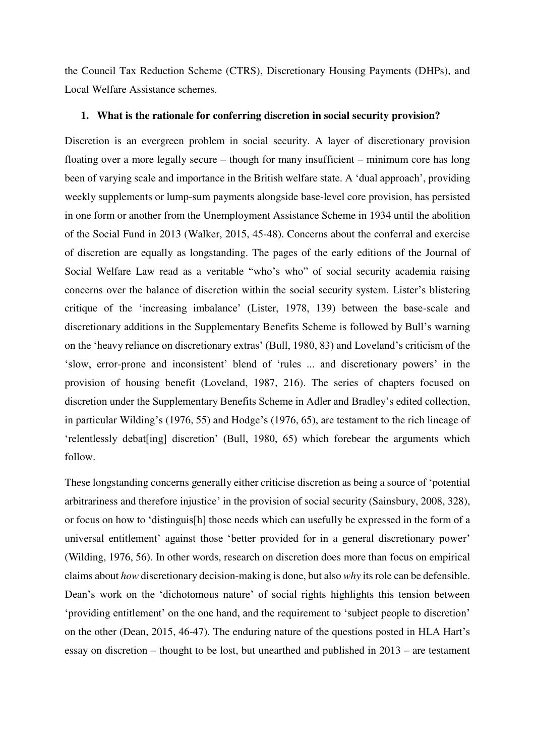the Council Tax Reduction Scheme (CTRS), Discretionary Housing Payments (DHPs), and Local Welfare Assistance schemes.

## 1. What is the rationale for conferring discretion in social security provision?

Discretion is an evergreen problem in social security. A layer of discretionary provision floating over a more legally secure – though for many insufficient – minimum core has long been of varying scale and importance in the British welfare state. A 'dual approach', providing weekly supplements or lump-sum payments alongside base-level core provision, has persisted in one form or another from the Unemployment Assistance Scheme in 1934 until the abolition of the Social Fund in 2013 (Walker, 2015, 45-48). Concerns about the conferral and exercise of discretion are equally as longstanding. The pages of the early editions of the Journal of Social Welfare Law read as a veritable "who's who" of social security academia raising concerns over the balance of discretion within the social security system. Lister's blistering critique of the 'increasing imbalance' (Lister, 1978, 139) between the base-scale and discretionary additions in the Supplementary Benefits Scheme is followed by Bull's warning on the 'heavy reliance on discretionary extras' (Bull, 1980, 83) and Loveland's criticism of the 'slow, error-prone and inconsistent' blend of 'rules ... and discretionary powers' in the provision of housing benefit (Loveland, 1987, 216). The series of chapters focused on discretion under the Supplementary Benefits Scheme in Adler and Bradley's edited collection, in particular Wilding's (1976, 55) and Hodge's (1976, 65), are testament to the rich lineage of 'relentlessly debat[ing] discretion' (Bull, 1980, 65) which forebear the arguments which follow.

These longstanding concerns generally either criticise discretion as being a source of 'potential arbitrariness and therefore injustice' in the provision of social security (Sainsbury, 2008, 328), or focus on how to 'distinguis[h] those needs which can usefully be expressed in the form of a universal entitlement' against those 'better provided for in a general discretionary power' (Wilding, 1976, 56). In other words, research on discretion does more than focus on empirical claims about *how* discretionary decision-making is done, but also *why* its role can be defensible. Dean's work on the 'dichotomous nature' of social rights highlights this tension between 'providing entitlement' on the one hand, and the requirement to 'subject people to discretion' on the other (Dean, 2015, 46-47). The enduring nature of the questions posted in HLA Hart's essay on discretion – thought to be lost, but unearthed and published in 2013 – are testament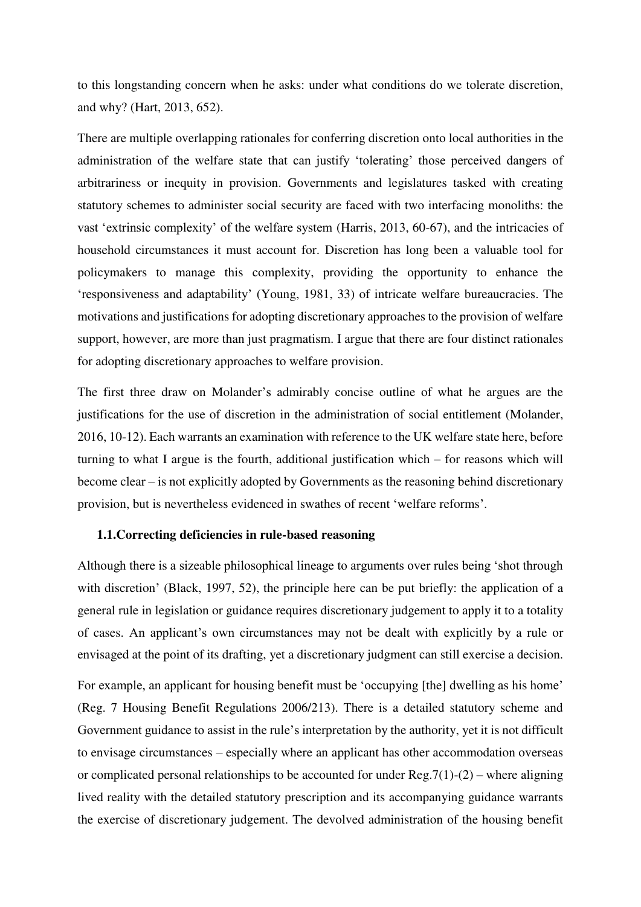to this longstanding concern when he asks: under what conditions do we tolerate discretion, and why? (Hart, 2013, 652).

There are multiple overlapping rationales for conferring discretion onto local authorities in the administration of the welfare state that can justify 'tolerating' those perceived dangers of arbitrariness or inequity in provision. Governments and legislatures tasked with creating statutory schemes to administer social security are faced with two interfacing monoliths: the vast 'extrinsic complexity' of the welfare system (Harris, 2013, 60-67), and the intricacies of household circumstances it must account for. Discretion has long been a valuable tool for policymakers to manage this complexity, providing the opportunity to enhance the 'responsiveness and adaptability' (Young, 1981, 33) of intricate welfare bureaucracies. The motivations and justifications for adopting discretionary approaches to the provision of welfare support, however, are more than just pragmatism. I argue that there are four distinct rationales for adopting discretionary approaches to welfare provision.

The first three draw on Molander's admirably concise outline of what he argues are the justifications for the use of discretion in the administration of social entitlement (Molander, 2016, 10-12). Each warrants an examination with reference to the UK welfare state here, before turning to what I argue is the fourth, additional justification which – for reasons which will become clear – is not explicitly adopted by Governments as the reasoning behind discretionary provision, but is nevertheless evidenced in swathes of recent 'welfare reforms'.

### 1.1. Correcting deficiencies in rule-based reasoning

Although there is a sizeable philosophical lineage to arguments over rules being 'shot through with discretion' (Black, 1997, 52), the principle here can be put briefly: the application of a general rule in legislation or guidance requires discretionary judgement to apply it to a totality of cases. An applicant's own circumstances may not be dealt with explicitly by a rule or envisaged at the point of its drafting, yet a discretionary judgment can still exercise a decision.

For example, an applicant for housing benefit must be 'occupying [the] dwelling as his home' (Reg. 7 Housing Benefit Regulations 2006/213). There is a detailed statutory scheme and Government guidance to assist in the rule's interpretation by the authority, yet it is not difficult to envisage circumstances – especially where an applicant has other accommodation overseas or complicated personal relationships to be accounted for under Reg.7(1)-(2) – where aligning lived reality with the detailed statutory prescription and its accompanying guidance warrants the exercise of discretionary judgement. The devolved administration of the housing benefit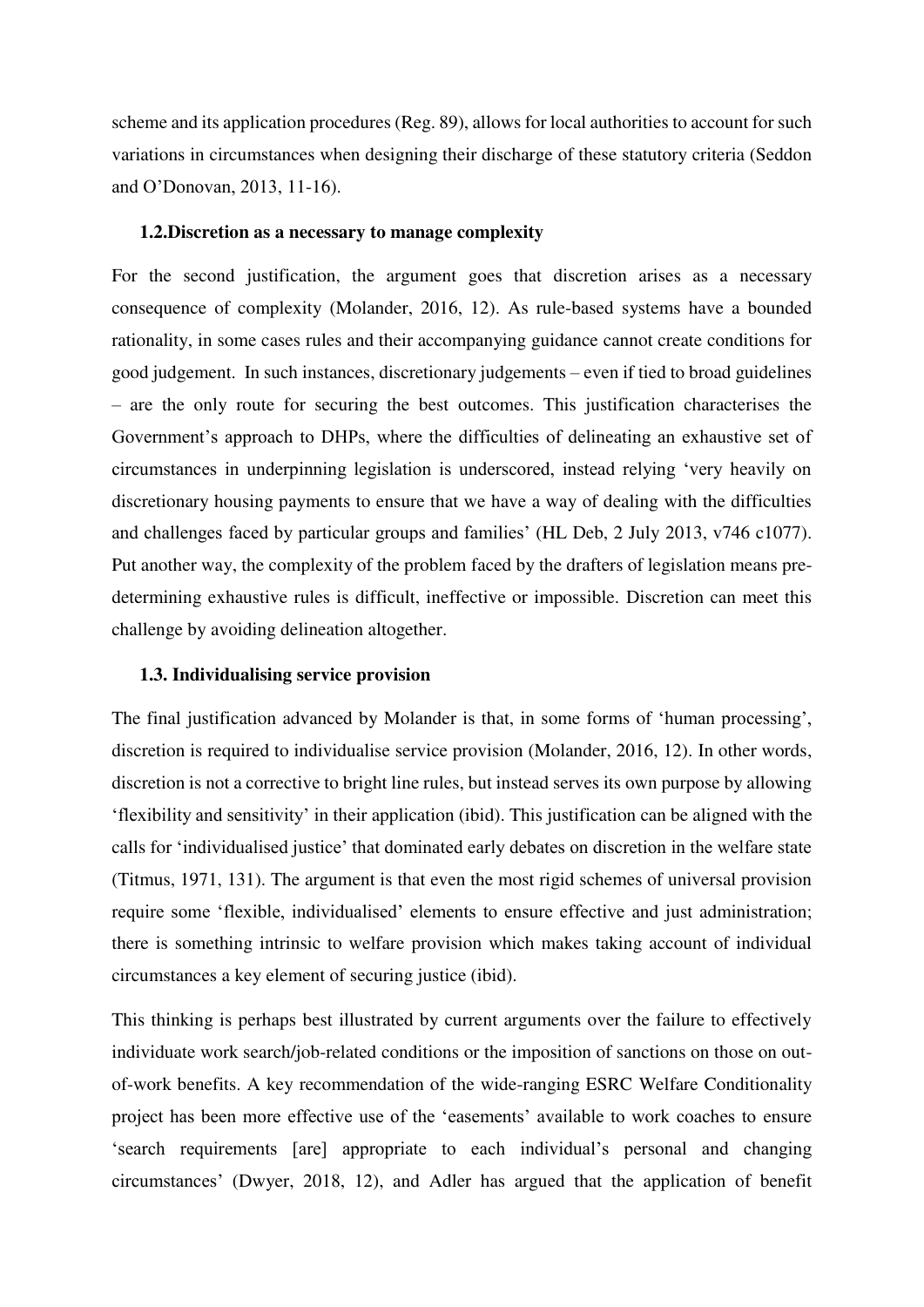scheme and its application procedures (Reg. 89), allows for local authorities to account for such variations in circumstances when designing their discharge of these statutory criteria (Seddon and O'Donovan, 2013, 11-16).

### 1.2.Discretion as a necessary to manage complexity

For the second justification, the argument goes that discretion arises as a necessary consequence of complexity (Molander, 2016, 12). As rule-based systems have a bounded rationality, in some cases rules and their accompanying guidance cannot create conditions for good judgement. In such instances, discretionary judgements – even if tied to broad guidelines – are the only route for securing the best outcomes. This justification characterises the Government's approach to DHPs, where the difficulties of delineating an exhaustive set of circumstances in underpinning legislation is underscored, instead relying 'very heavily on discretionary housing payments to ensure that we have a way of dealing with the difficulties and challenges faced by particular groups and families' (HL Deb, 2 July 2013, v746 c1077). Put another way, the complexity of the problem faced by the drafters of legislation means pre-determining exhaustive rules is difficult, ineffective or impossible. Discretion can meet this challenge by avoiding delineation altogether.

### 1.3. Individualising service provision

The final justification advanced by Molander is that, in some forms of 'human processing', discretion is required to individualise service provision (Molander, 2016, 12). In other words, discretion is not a corrective to bright line rules, but instead serves its own purpose by allowing 'flexibility and sensitivity' in their application (ibid). This justification can be aligned with the calls for 'individualised justice' that dominated early debates on discretion in the welfare state (Titmus, 1971, 131). The argument is that even the most rigid schemes of universal provision require some 'flexible, individualised' elements to ensure effective and just administration; there is something intrinsic to welfare provision which makes taking account of individual circumstances a key element of securing justice (ibid).

This thinking is perhaps best illustrated by current arguments over the failure to effectively individuate work search/job-related conditions or the imposition of sanctions on those on out-of-work benefits. A key recommendation of the wide-ranging ESRC Welfare Conditionality project has been more effective use of the 'easements' available to work coaches to ensure 'search requirements [are] appropriate to each individual's personal and changing circumstances' (Dwyer, 2018, 12), and Adler has argued that the application of benefit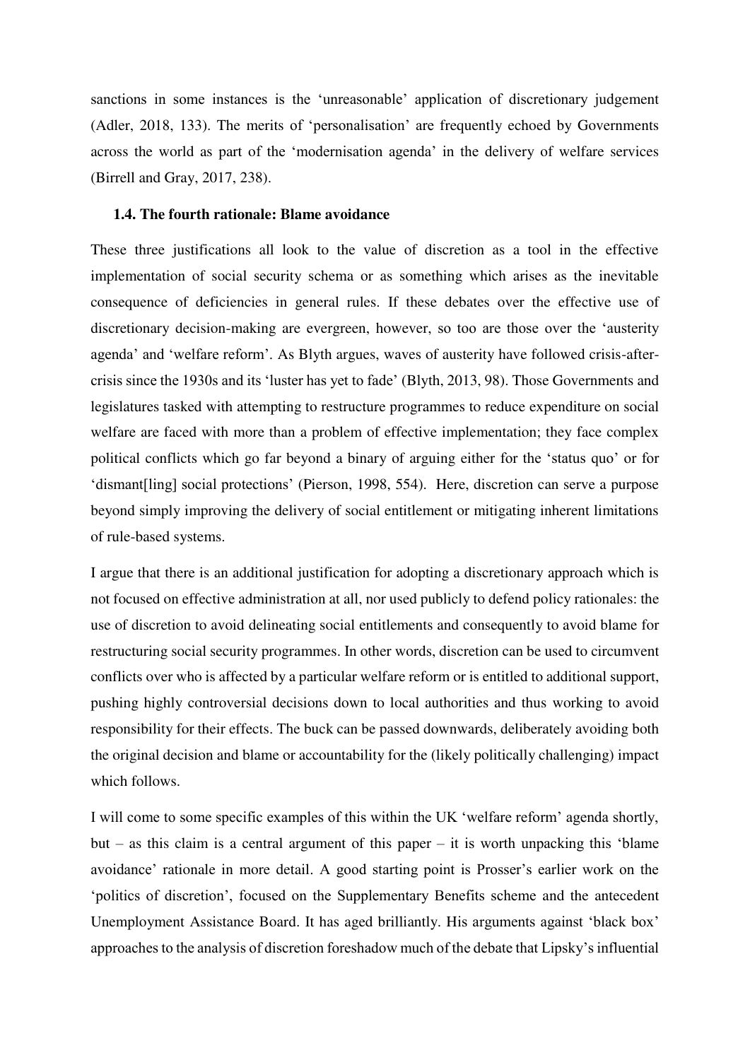sanctions in some instances is the 'unreasonable' application of discretionary judgement (Adler, 2018, 133). The merits of 'personalisation' are frequently echoed by Governments across the world as part of the 'modernisation agenda' in the delivery of welfare services (Birrell and Gray, 2017, 238).

### 1.4. The fourth rationale: Blame avoidance

These three justifications all look to the value of discretion as a tool in the effective implementation of social security schema or as something which arises as the inevitable consequence of deficiencies in general rules. If these debates over the effective use of discretionary decision-making are evergreen, however, so too are those over the 'austerity agenda' and 'welfare reform'. As Blyth argues, waves of austerity have followed crisis-after-crisis since the 1930s and its 'luster has yet to fade' (Blyth, 2013, 98). Those Governments and legislatures tasked with attempting to restructure programmes to reduce expenditure on social welfare are faced with more than a problem of effective implementation; they face complex political conflicts which go far beyond a binary of arguing either for the 'status quo' or for 'dismant[ling] social protections' (Pierson, 1998, 554). Here, discretion can serve a purpose beyond simply improving the delivery of social entitlement or mitigating inherent limitations of rule-based systems.

I argue that there is an additional justification for adopting a discretionary approach which is not focused on effective administration at all, nor used publicly to defend policy rationales: the use of discretion to avoid delineating social entitlements and consequently to avoid blame for restructuring social security programmes. In other words, discretion can be used to circumvent conflicts over who is affected by a particular welfare reform or is entitled to additional support, pushing highly controversial decisions down to local authorities and thus working to avoid responsibility for their effects. The buck can be passed downwards, deliberately avoiding both the original decision and blame or accountability for the (likely politically challenging) impact which follows.

I will come to some specific examples of this within the UK 'welfare reform' agenda shortly, but – as this claim is a central argument of this paper – it is worth unpacking this 'blame avoidance' rationale in more detail. A good starting point is Prosser's earlier work on the 'politics of discretion', focused on the Supplementary Benefits scheme and the antecedent Unemployment Assistance Board. It has aged brilliantly. His arguments against 'black box' approaches to the analysis of discretion foreshadow much of the debate that Lipsky's influential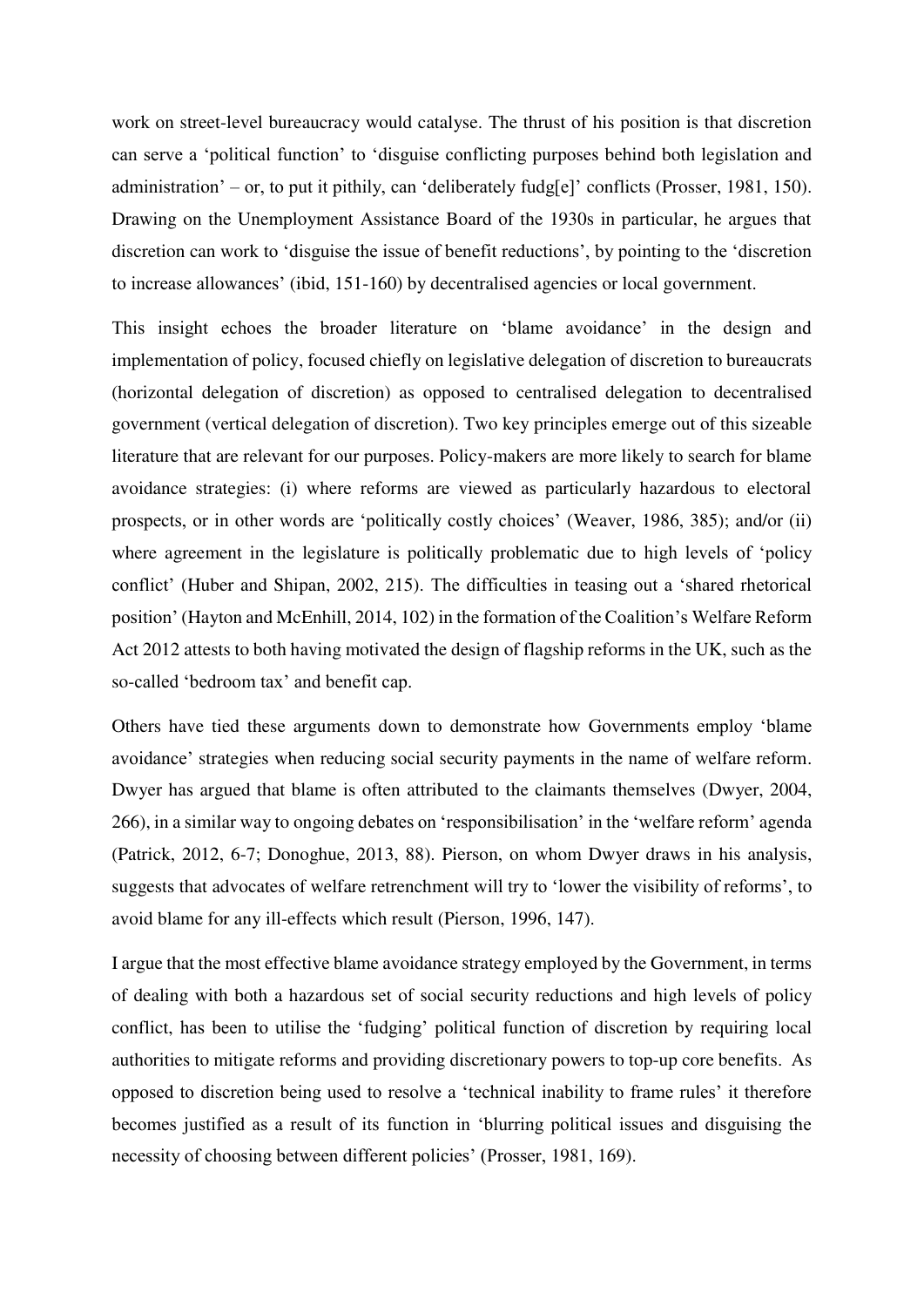work on street-level bureaucracy would catalyse. The thrust of his position is that discretion can serve a 'political function' to 'disguise conflicting purposes behind both legislation and administration' – or, to put it pithily, can 'deliberately fudg[e]' conflicts (Prosser, 1981, 150). Drawing on the Unemployment Assistance Board of the 1930s in particular, he argues that discretion can work to 'disguise the issue of benefit reductions', by pointing to the 'discretion to increase allowances' (ibid, 151-160) by decentralised agencies or local government.

This insight echoes the broader literature on 'blame avoidance' in the design and implementation of policy, focused chiefly on legislative delegation of discretion to bureaucrats (horizontal delegation of discretion) as opposed to centralised delegation to decentralised government (vertical delegation of discretion). Two key principles emerge out of this sizeable literature that are relevant for our purposes. Policy-makers are more likely to search for blame avoidance strategies: (i) where reforms are viewed as particularly hazardous to electoral prospects, or in other words are 'politically costly choices' (Weaver, 1986, 385); and/or (ii) where agreement in the legislature is politically problematic due to high levels of 'policy conflict' (Huber and Shipan, 2002, 215). The difficulties in teasing out a 'shared rhetorical position' (Hayton and McEnhill, 2014, 102) in the formation of the Coalition's Welfare Reform Act 2012 attests to both having motivated the design of flagship reforms in the UK, such as the so-called 'bedroom tax' and benefit cap.

Others have tied these arguments down to demonstrate how Governments employ 'blame avoidance' strategies when reducing social security payments in the name of welfare reform. Dwyer has argued that blame is often attributed to the claimants themselves (Dwyer, 2004, 266), in a similar way to ongoing debates on 'responsibilisation' in the 'welfare reform' agenda (Patrick, 2012, 6-7; Donoghue, 2013, 88). Pierson, on whom Dwyer draws in his analysis, suggests that advocates of welfare retrenchment will try to 'lower the visibility of reforms', to avoid blame for any ill-effects which result (Pierson, 1996, 147).

I argue that the most effective blame avoidance strategy employed by the Government, in terms of dealing with both a hazardous set of social security reductions and high levels of policy conflict, has been to utilise the 'fudging' political function of discretion by requiring local authorities to mitigate reforms and providing discretionary powers to top-up core benefits. As opposed to discretion being used to resolve a 'technical inability to frame rules' it therefore becomes justified as a result of its function in 'blurring political issues and disguising the necessity of choosing between different policies' (Prosser, 1981, 169).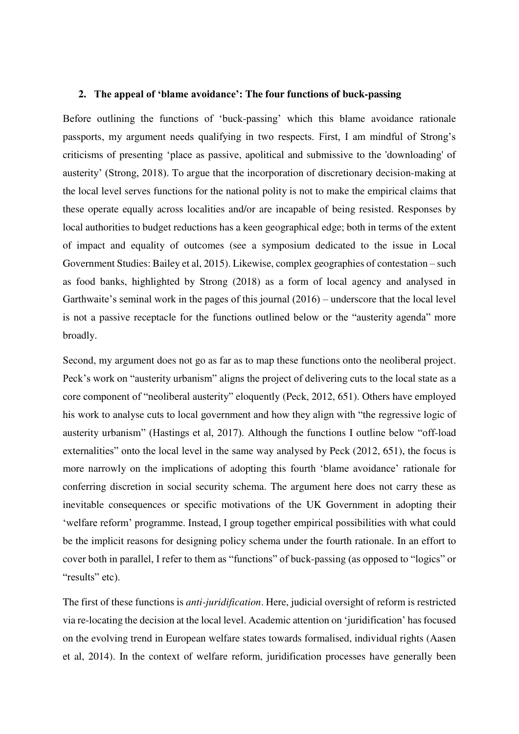## 2. The appeal of 'blame avoidance': The four functions of buck-passing

Before outlining the functions of 'buck-passing' which this blame avoidance rationale passports, my argument needs qualifying in two respects. First, I am mindful of Strong's criticisms of presenting 'place as passive, apolitical and submissive to the 'downloading' of austerity' (Strong, 2018). To argue that the incorporation of discretionary decision-making at the local level serves functions for the national polity is not to make the empirical claims that these operate equally across localities and/or are incapable of being resisted. Responses by local authorities to budget reductions has a keen geographical edge; both in terms of the extent of impact and equality of outcomes (see a symposium dedicated to the issue in Local Government Studies: Bailey et al, 2015). Likewise, complex geographies of contestation – such as food banks, highlighted by Strong (2018) as a form of local agency and analysed in Garthwaite's seminal work in the pages of this journal (2016) – underscore that the local level is not a passive receptacle for the functions outlined below or the "austerity agenda" more broadly.

Second, my argument does not go as far as to map these functions onto the neoliberal project. Peck's work on "austerity urbanism" aligns the project of delivering cuts to the local state as a core component of "neoliberal austerity" eloquently (Peck, 2012, 651). Others have employed his work to analyse cuts to local government and how they align with "the regressive logic of austerity urbanism" (Hastings et al, 2017). Although the functions I outline below "off-load externalities" onto the local level in the same way analysed by Peck (2012, 651), the focus is more narrowly on the implications of adopting this fourth 'blame avoidance' rationale for conferring discretion in social security schema. The argument here does not carry these as inevitable consequences or specific motivations of the UK Government in adopting their 'welfare reform' programme. Instead, I group together empirical possibilities with what could be the implicit reasons for designing policy schema under the fourth rationale. In an effort to cover both in parallel, I refer to them as "functions" of buck-passing (as opposed to "logics" or "results" etc).

The first of these functions is *anti-juridification*. Here, judicial oversight of reform is restricted via re-locating the decision at the local level. Academic attention on 'juridification' has focused on the evolving trend in European welfare states towards formalised, individual rights (Aasen et al, 2014). In the context of welfare reform, juridification processes have generally been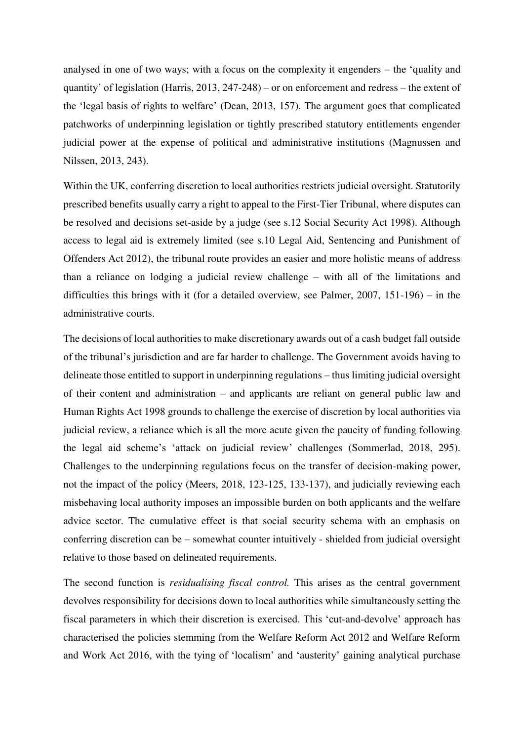analysed in one of two ways; with a focus on the complexity it engenders – the 'quality and quantity' of legislation (Harris, 2013, 247-248) – or on enforcement and redress – the extent of the 'legal basis of rights to welfare' (Dean, 2013, 157). The argument goes that complicated patchworks of underpinning legislation or tightly prescribed statutory entitlements engender judicial power at the expense of political and administrative institutions (Magnussen and Nilssen, 2013, 243).

Within the UK, conferring discretion to local authorities restricts judicial oversight. Statutorily prescribed benefits usually carry a right to appeal to the First-Tier Tribunal, where disputes can be resolved and decisions set-aside by a judge (see s.12 Social Security Act 1998). Although access to legal aid is extremely limited (see s.10 Legal Aid, Sentencing and Punishment of Offenders Act 2012), the tribunal route provides an easier and more holistic means of address than a reliance on lodging a judicial review challenge – with all of the limitations and difficulties this brings with it (for a detailed overview, see Palmer, 2007, 151-196) – in the administrative courts.

The decisions of local authorities to make discretionary awards out of a cash budget fall outside of the tribunal's jurisdiction and are far harder to challenge. The Government avoids having to delineate those entitled to support in underpinning regulations – thus limiting judicial oversight of their content and administration – and applicants are reliant on general public law and Human Rights Act 1998 grounds to challenge the exercise of discretion by local authorities via judicial review, a reliance which is all the more acute given the paucity of funding following the legal aid scheme's 'attack on judicial review' challenges (Sommerlad, 2018, 295). Challenges to the underpinning regulations focus on the transfer of decision-making power, not the impact of the policy (Meers, 2018, 123-125, 133-137), and judicially reviewing each misbehaving local authority imposes an impossible burden on both applicants and the welfare advice sector. The cumulative effect is that social security schema with an emphasis on conferring discretion can be – somewhat counter intuitively - shielded from judicial oversight relative to those based on delineated requirements.

The second function is *residualising fiscal control.* This arises as the central government devolves responsibility for decisions down to local authorities while simultaneously setting the fiscal parameters in which their discretion is exercised. This 'cut-and-devolve' approach has characterised the policies stemming from the Welfare Reform Act 2012 and Welfare Reform and Work Act 2016, with the tying of 'localism' and 'austerity' gaining analytical purchase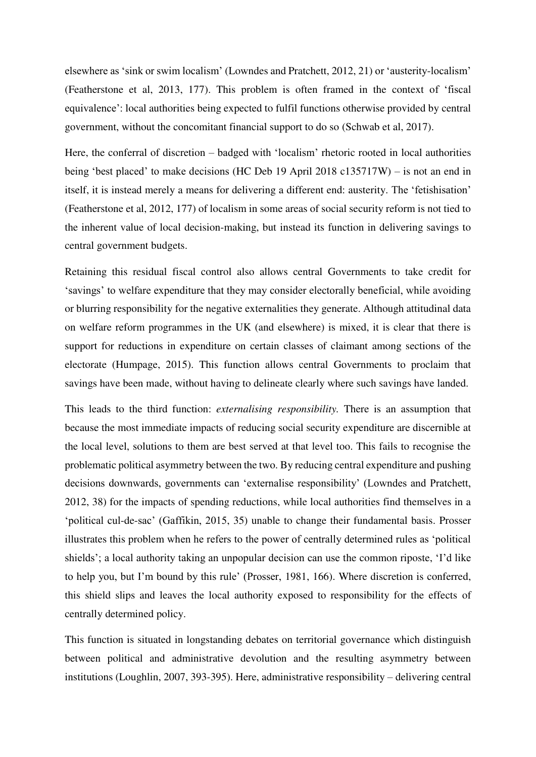elsewhere as 'sink or swim localism' (Lowndes and Pratchett, 2012, 21) or 'austerity-localism' (Featherstone et al, 2013, 177). This problem is often framed in the context of 'fiscal equivalence': local authorities being expected to fulfil functions otherwise provided by central government, without the concomitant financial support to do so (Schwab et al, 2017).

Here, the conferral of discretion – badged with 'localism' rhetoric rooted in local authorities being 'best placed' to make decisions (HC Deb 19 April 2018 c135717W) – is not an end in itself, it is instead merely a means for delivering a different end: austerity. The 'fetishisation' (Featherstone et al, 2012, 177) of localism in some areas of social security reform is not tied to the inherent value of local decision-making, but instead its function in delivering savings to central government budgets.

Retaining this residual fiscal control also allows central Governments to take credit for 'savings' to welfare expenditure that they may consider electorally beneficial, while avoiding or blurring responsibility for the negative externalities they generate. Although attitudinal data on welfare reform programmes in the UK (and elsewhere) is mixed, it is clear that there is support for reductions in expenditure on certain classes of claimant among sections of the electorate (Humpage, 2015). This function allows central Governments to proclaim that savings have been made, without having to delineate clearly where such savings have landed.

This leads to the third function: *externalising responsibility.* There is an assumption that because the most immediate impacts of reducing social security expenditure are discernible at the local level, solutions to them are best served at that level too. This fails to recognise the problematic political asymmetry between the two. By reducing central expenditure and pushing decisions downwards, governments can 'externalise responsibility' (Lowndes and Pratchett, 2012, 38) for the impacts of spending reductions, while local authorities find themselves in a 'political cul-de-sac' (Gaffikin, 2015, 35) unable to change their fundamental basis. Prosser illustrates this problem when he refers to the power of centrally determined rules as 'political shields'; a local authority taking an unpopular decision can use the common riposte, 'I'd like to help you, but I'm bound by this rule' (Prosser, 1981, 166). Where discretion is conferred, this shield slips and leaves the local authority exposed to responsibility for the effects of centrally determined policy.

This function is situated in longstanding debates on territorial governance which distinguish between political and administrative devolution and the resulting asymmetry between institutions (Loughlin, 2007, 393-395). Here, administrative responsibility – delivering central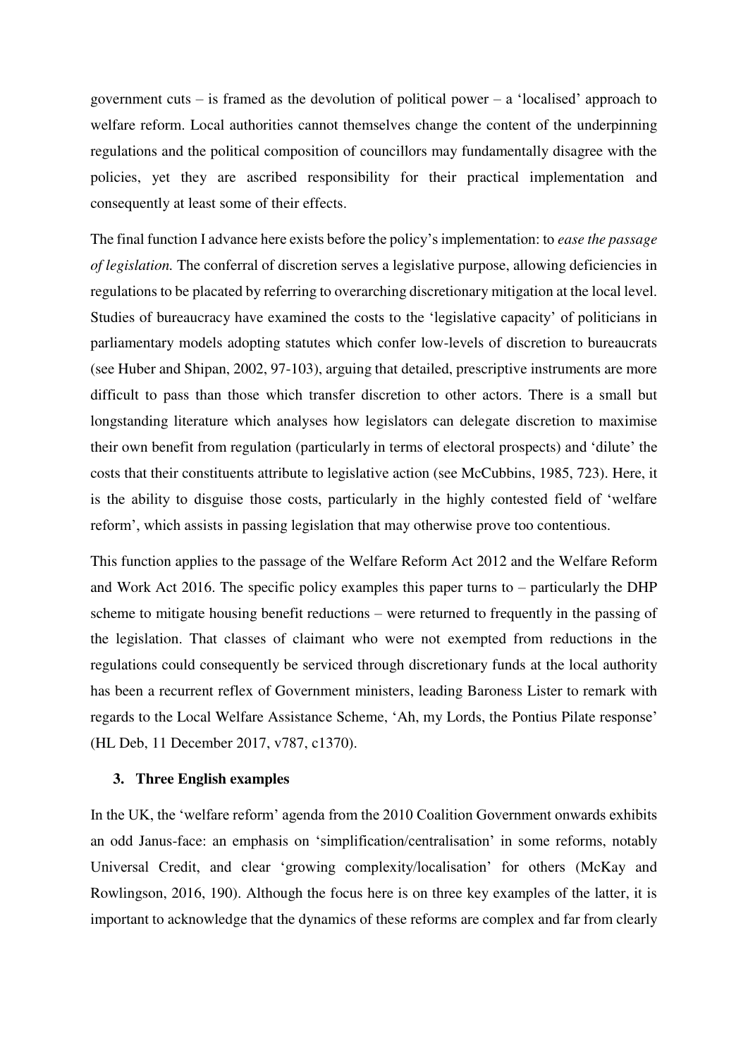government cuts – is framed as the devolution of political power – a 'localised' approach to welfare reform. Local authorities cannot themselves change the content of the underpinning regulations and the political composition of councillors may fundamentally disagree with the policies, yet they are ascribed responsibility for their practical implementation and consequently at least some of their effects.

The final function I advance here exists before the policy's implementation: to *ease the passage of legislation.* The conferral of discretion serves a legislative purpose, allowing deficiencies in regulations to be placated by referring to overarching discretionary mitigation at the local level. Studies of bureaucracy have examined the costs to the 'legislative capacity' of politicians in parliamentary models adopting statutes which confer low-levels of discretion to bureaucrats (see Huber and Shipan, 2002, 97-103), arguing that detailed, prescriptive instruments are more difficult to pass than those which transfer discretion to other actors. There is a small but longstanding literature which analyses how legislators can delegate discretion to maximise their own benefit from regulation (particularly in terms of electoral prospects) and 'dilute' the costs that their constituents attribute to legislative action (see McCubbins, 1985, 723). Here, it is the ability to disguise those costs, particularly in the highly contested field of 'welfare reform', which assists in passing legislation that may otherwise prove too contentious.

This function applies to the passage of the Welfare Reform Act 2012 and the Welfare Reform and Work Act 2016. The specific policy examples this paper turns to – particularly the DHP scheme to mitigate housing benefit reductions – were returned to frequently in the passing of the legislation. That classes of claimant who were not exempted from reductions in the regulations could consequently be serviced through discretionary funds at the local authority has been a recurrent reflex of Government ministers, leading Baroness Lister to remark with regards to the Local Welfare Assistance Scheme, 'Ah, my Lords, the Pontius Pilate response' (HL Deb, 11 December 2017, v787, c1370).

## 3. Three English examples

In the UK, the 'welfare reform' agenda from the 2010 Coalition Government onwards exhibits an odd Janus-face: an emphasis on 'simplification/centralisation' in some reforms, notably Universal Credit, and clear 'growing complexity/localisation' for others (McKay and Rowlingson, 2016, 190). Although the focus here is on three key examples of the latter, it is important to acknowledge that the dynamics of these reforms are complex and far from clearly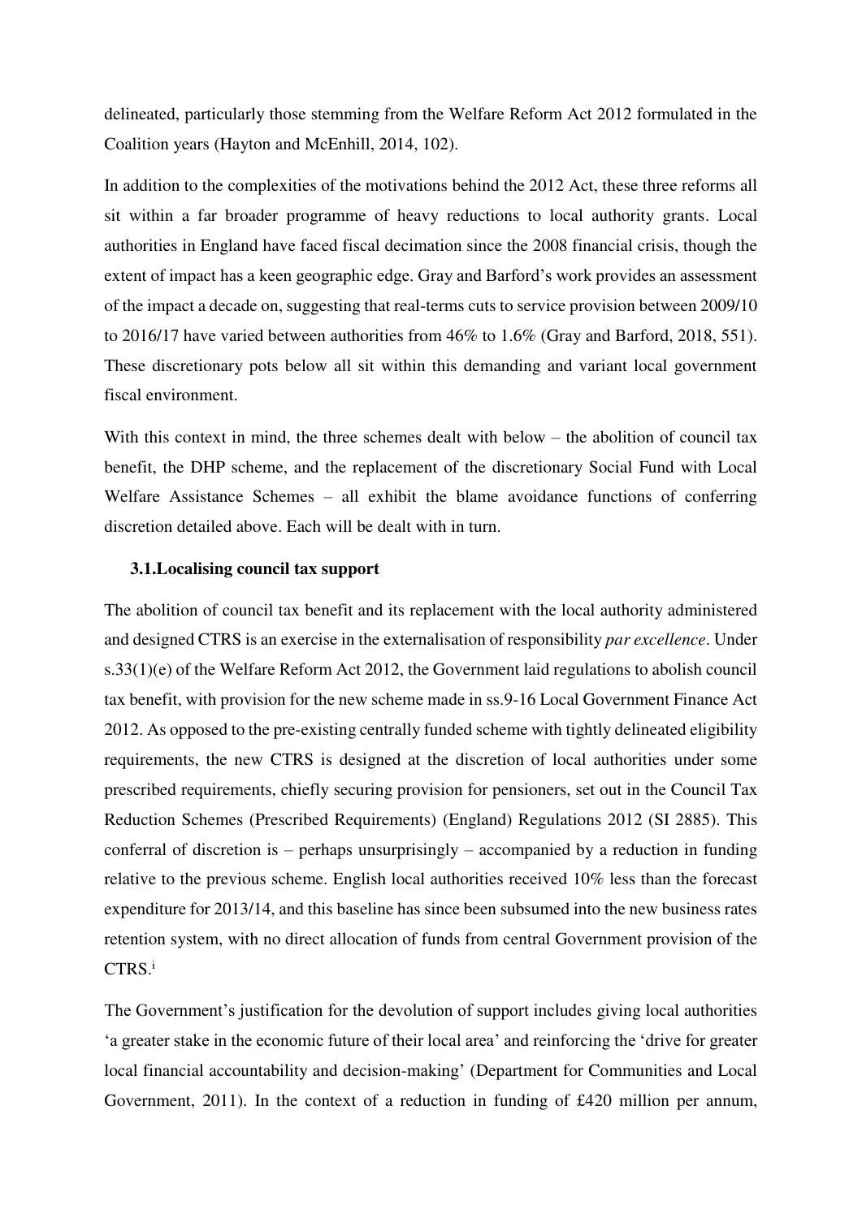delineated, particularly those stemming from the Welfare Reform Act 2012 formulated in the Coalition years (Hayton and McEnhill, 2014, 102).

In addition to the complexities of the motivations behind the 2012 Act, these three reforms all sit within a far broader programme of heavy reductions to local authority grants. Local authorities in England have faced fiscal decimation since the 2008 financial crisis, though the extent of impact has a keen geographic edge. Gray and Barford's work provides an assessment of the impact a decade on, suggesting that real-terms cuts to service provision between 2009/10 to 2016/17 have varied between authorities from 46% to 1.6% (Gray and Barford, 2018, 551). These discretionary pots below all sit within this demanding and variant local government fiscal environment.

With this context in mind, the three schemes dealt with below – the abolition of council tax benefit, the DHP scheme, and the replacement of the discretionary Social Fund with Local Welfare Assistance Schemes – all exhibit the blame avoidance functions of conferring discretion detailed above. Each will be dealt with in turn.

### 3.1. Localising council tax support

The abolition of council tax benefit and its replacement with the local authority administered and designed CTRS is an exercise in the externalisation of responsibility *par excellence*. Under s.33(1)(e) of the Welfare Reform Act 2012, the Government laid regulations to abolish council tax benefit, with provision for the new scheme made in ss.9-16 Local Government Finance Act 2012. As opposed to the pre-existing centrally funded scheme with tightly delineated eligibility requirements, the new CTRS is designed at the discretion of local authorities under some prescribed requirements, chiefly securing provision for pensioners, set out in the Council Tax Reduction Schemes (Prescribed Requirements) (England) Regulations 2012 (SI 2885). This conferral of discretion is – perhaps unsurprisingly – accompanied by a reduction in funding relative to the previous scheme. English local authorities received 10% less than the forecast expenditure for 2013/14, and this baseline has since been subsumed into the new business rates retention system, with no direct allocation of funds from central Government provision of the CTRS.[i]

The Government's justification for the devolution of support includes giving local authorities 'a greater stake in the economic future of their local area' and reinforcing the 'drive for greater local financial accountability and decision-making' (Department for Communities and Local Government, 2011). In the context of a reduction in funding of £420 million per annum,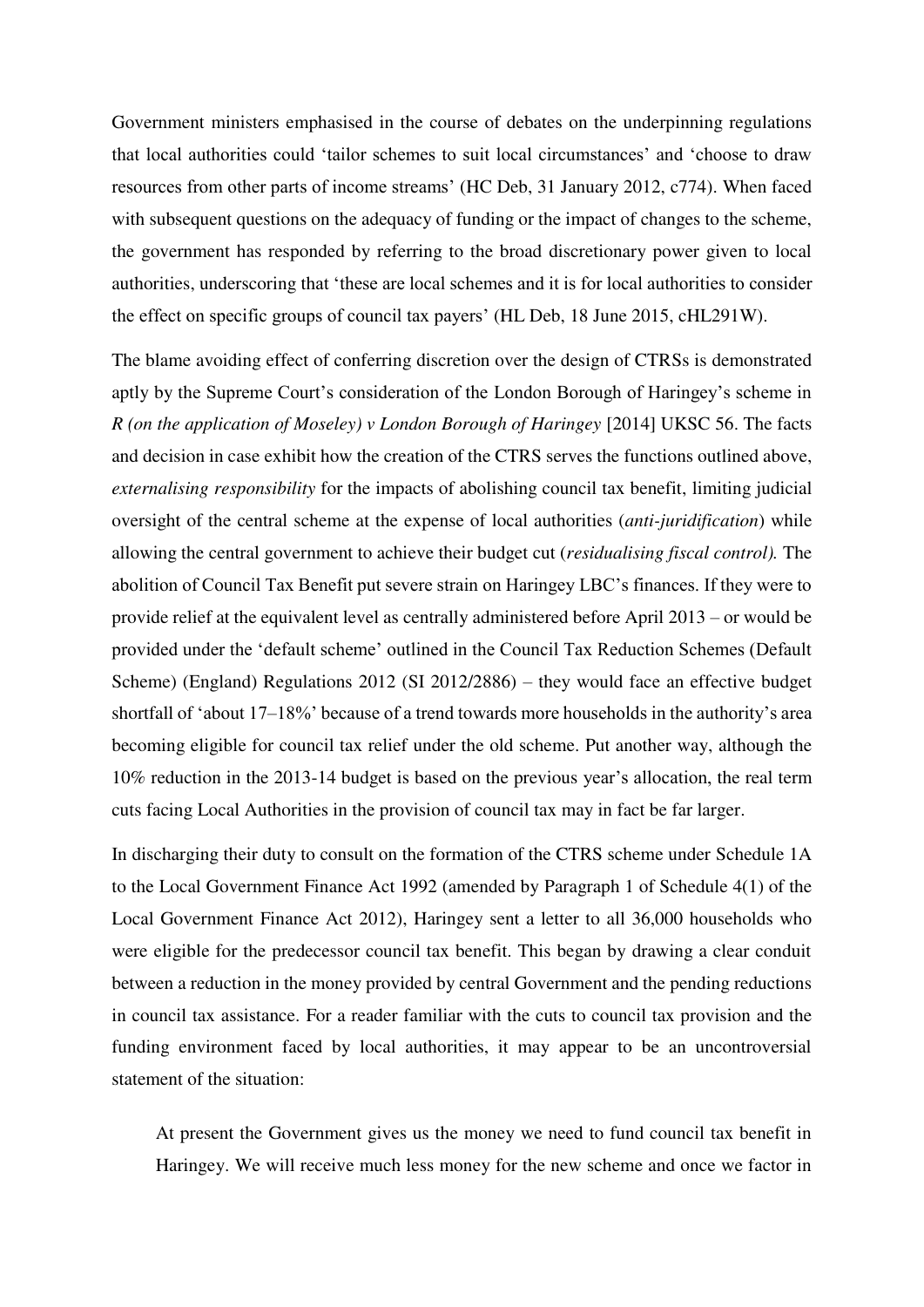Government ministers emphasised in the course of debates on the underpinning regulations that local authorities could 'tailor schemes to suit local circumstances' and 'choose to draw resources from other parts of income streams' (HC Deb, 31 January 2012, c774). When faced with subsequent questions on the adequacy of funding or the impact of changes to the scheme, the government has responded by referring to the broad discretionary power given to local authorities, underscoring that 'these are local schemes and it is for local authorities to consider the effect on specific groups of council tax payers' (HL Deb, 18 June 2015, cHL291W).

The blame avoiding effect of conferring discretion over the design of CTRSs is demonstrated aptly by the Supreme Court's consideration of the London Borough of Haringey's scheme in *R (on the application of Moseley) v London Borough of Haringey* [2014] UKSC 56. The facts and decision in case exhibit how the creation of the CTRS serves the functions outlined above, *externalising responsibility* for the impacts of abolishing council tax benefit, limiting judicial oversight of the central scheme at the expense of local authorities (*anti-juridification*) while allowing the central government to achieve their budget cut (*residualising fiscal control).* The abolition of Council Tax Benefit put severe strain on Haringey LBC's finances. If they were to provide relief at the equivalent level as centrally administered before April 2013 – or would be provided under the 'default scheme' outlined in the Council Tax Reduction Schemes (Default Scheme) (England) Regulations 2012 (SI 2012/2886) – they would face an effective budget shortfall of 'about 17–18%' because of a trend towards more households in the authority's area becoming eligible for council tax relief under the old scheme. Put another way, although the 10% reduction in the 2013-14 budget is based on the previous year's allocation, the real term cuts facing Local Authorities in the provision of council tax may in fact be far larger.

In discharging their duty to consult on the formation of the CTRS scheme under Schedule 1A to the Local Government Finance Act 1992 (amended by Paragraph 1 of Schedule 4(1) of the Local Government Finance Act 2012), Haringey sent a letter to all 36,000 households who were eligible for the predecessor council tax benefit. This began by drawing a clear conduit between a reduction in the money provided by central Government and the pending reductions in council tax assistance. For a reader familiar with the cuts to council tax provision and the funding environment faced by local authorities, it may appear to be an uncontroversial statement of the situation:

> At present the Government gives us the money we need to fund council tax benefit in Haringey. We will receive much less money for the new scheme and once we factor in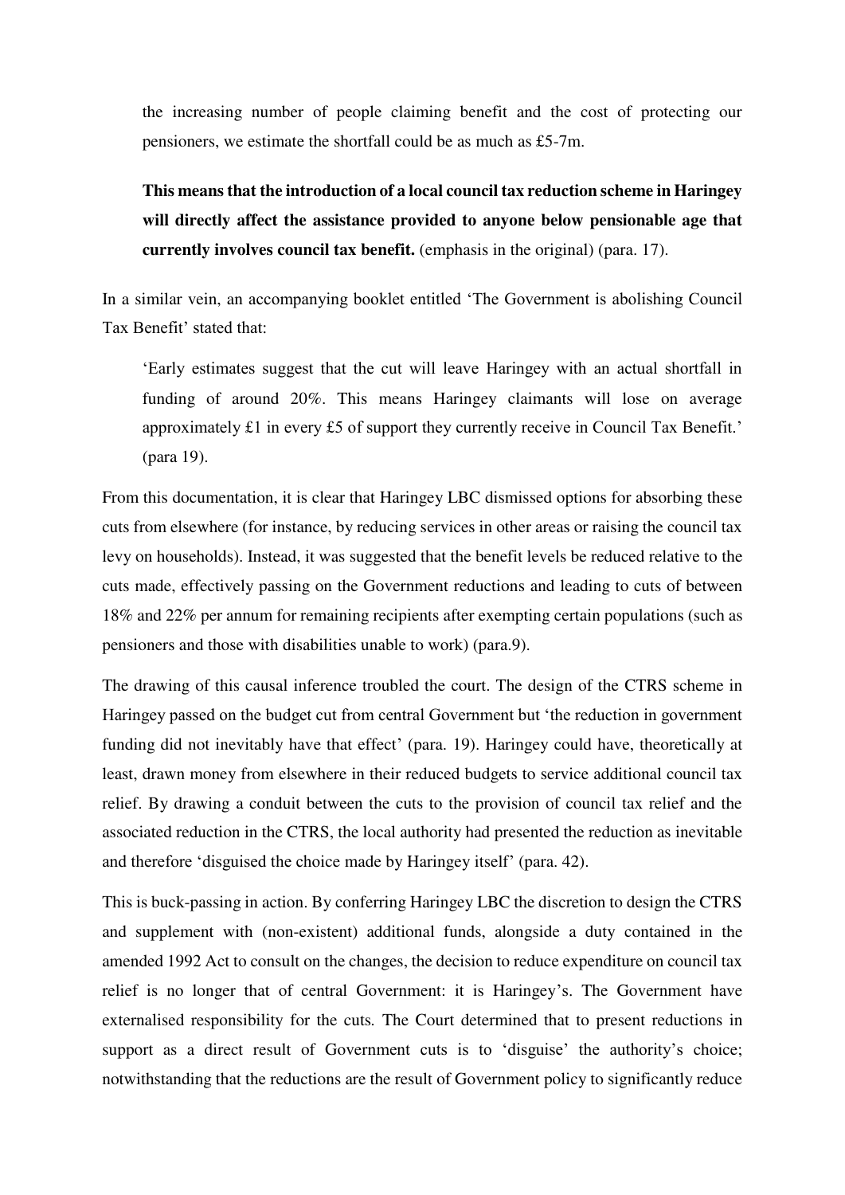the increasing number of people claiming benefit and the cost of protecting our pensioners, we estimate the shortfall could be as much as £5-7m.

> **This means that the introduction of a local council tax reduction scheme in Haringey will directly affect the assistance provided to anyone below pensionable age that currently involves council tax benefit.** (emphasis in the original) (para. 17).

In a similar vein, an accompanying booklet entitled 'The Government is abolishing Council Tax Benefit' stated that:

> 'Early estimates suggest that the cut will leave Haringey with an actual shortfall in funding of around 20%. This means Haringey claimants will lose on average approximately £1 in every £5 of support they currently receive in Council Tax Benefit.' (para 19).

From this documentation, it is clear that Haringey LBC dismissed options for absorbing these cuts from elsewhere (for instance, by reducing services in other areas or raising the council tax levy on households). Instead, it was suggested that the benefit levels be reduced relative to the cuts made, effectively passing on the Government reductions and leading to cuts of between 18% and 22% per annum for remaining recipients after exempting certain populations (such as pensioners and those with disabilities unable to work) (para.9).

The drawing of this causal inference troubled the court. The design of the CTRS scheme in Haringey passed on the budget cut from central Government but 'the reduction in government funding did not inevitably have that effect' (para. 19). Haringey could have, theoretically at least, drawn money from elsewhere in their reduced budgets to service additional council tax relief. By drawing a conduit between the cuts to the provision of council tax relief and the associated reduction in the CTRS, the local authority had presented the reduction as inevitable and therefore 'disguised the choice made by Haringey itself' (para. 42).

This is buck-passing in action. By conferring Haringey LBC the discretion to design the CTRS and supplement with (non-existent) additional funds, alongside a duty contained in the amended 1992 Act to consult on the changes, the decision to reduce expenditure on council tax relief is no longer that of central Government: it is Haringey's. The Government have externalised responsibility for the cuts. The Court determined that to present reductions in support as a direct result of Government cuts is to 'disguise' the authority's choice; notwithstanding that the reductions are the result of Government policy to significantly reduce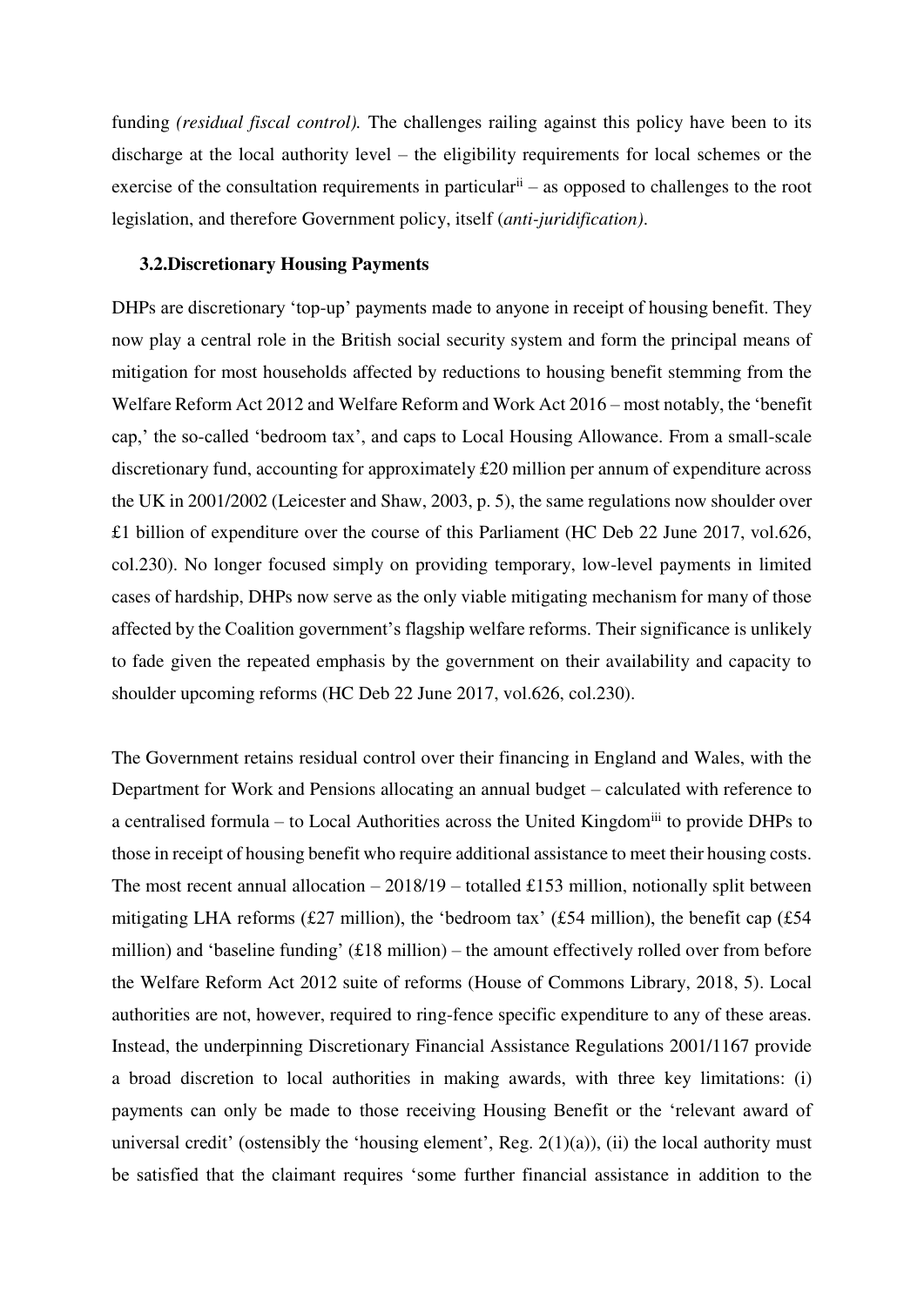funding *(residual fiscal control).* The challenges railing against this policy have been to its discharge at the local authority level – the eligibility requirements for local schemes or the exercise of the consultation requirements in particular[ii] – as opposed to challenges to the root legislation, and therefore Government policy, itself (*anti-juridification).*

### 3.2. Discretionary Housing Payments

DHPs are discretionary 'top-up' payments made to anyone in receipt of housing benefit. They now play a central role in the British social security system and form the principal means of mitigation for most households affected by reductions to housing benefit stemming from the Welfare Reform Act 2012 and Welfare Reform and Work Act 2016 – most notably, the 'benefit cap,' the so-called 'bedroom tax', and caps to Local Housing Allowance. From a small-scale discretionary fund, accounting for approximately £20 million per annum of expenditure across the UK in 2001/2002 (Leicester and Shaw, 2003, p. 5), the same regulations now shoulder over £1 billion of expenditure over the course of this Parliament (HC Deb 22 June 2017, vol.626, col.230). No longer focused simply on providing temporary, low-level payments in limited cases of hardship, DHPs now serve as the only viable mitigating mechanism for many of those affected by the Coalition government's flagship welfare reforms. Their significance is unlikely to fade given the repeated emphasis by the government on their availability and capacity to shoulder upcoming reforms (HC Deb 22 June 2017, vol.626, col.230).

The Government retains residual control over their financing in England and Wales, with the Department for Work and Pensions allocating an annual budget – calculated with reference to a centralised formula – to Local Authorities across the United Kingdom[iii] to provide DHPs to those in receipt of housing benefit who require additional assistance to meet their housing costs. The most recent annual allocation – 2018/19 – totalled £153 million, notionally split between mitigating LHA reforms (£27 million), the 'bedroom tax' (£54 million), the benefit cap (£54 million) and 'baseline funding' (£18 million) – the amount effectively rolled over from before the Welfare Reform Act 2012 suite of reforms (House of Commons Library, 2018, 5). Local authorities are not, however, required to ring-fence specific expenditure to any of these areas. Instead, the underpinning Discretionary Financial Assistance Regulations 2001/1167 provide a broad discretion to local authorities in making awards, with three key limitations: (i) payments can only be made to those receiving Housing Benefit or the 'relevant award of universal credit' (ostensibly the 'housing element', Reg. 2(1)(a)), (ii) the local authority must be satisfied that the claimant requires 'some further financial assistance in addition to the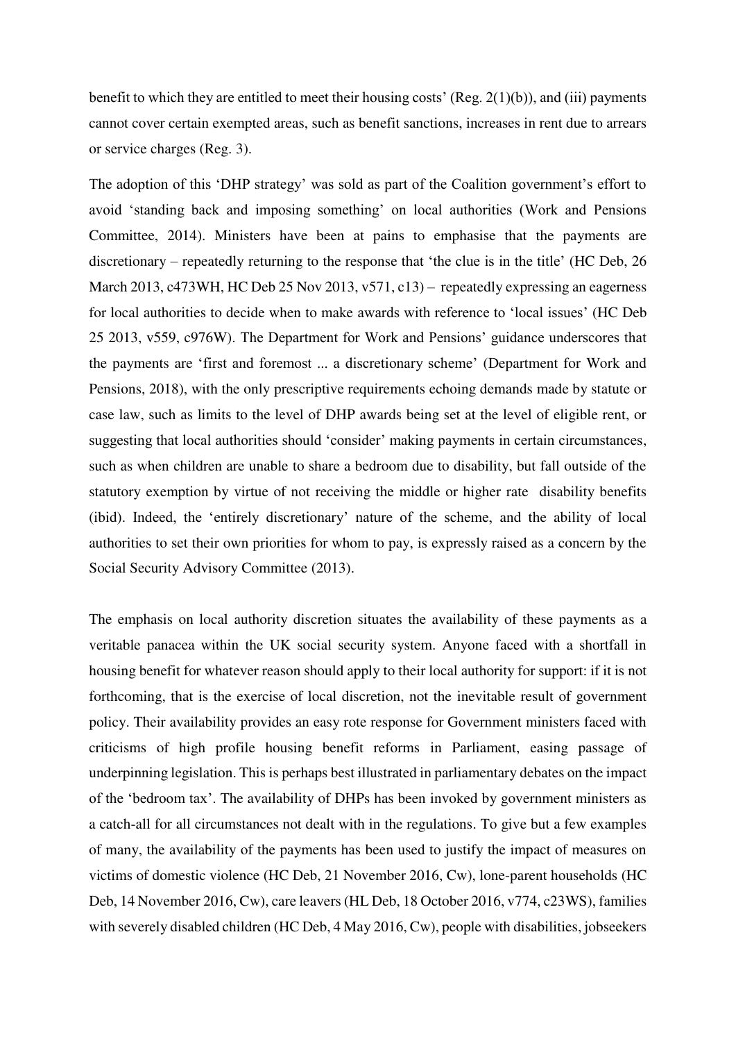benefit to which they are entitled to meet their housing costs' (Reg. 2(1)(b)), and (iii) payments cannot cover certain exempted areas, such as benefit sanctions, increases in rent due to arrears or service charges (Reg. 3).

The adoption of this 'DHP strategy' was sold as part of the Coalition government's effort to avoid 'standing back and imposing something' on local authorities (Work and Pensions Committee, 2014). Ministers have been at pains to emphasise that the payments are discretionary – repeatedly returning to the response that 'the clue is in the title' (HC Deb, 26 March 2013, c473WH, HC Deb 25 Nov 2013, v571, c13) – repeatedly expressing an eagerness for local authorities to decide when to make awards with reference to 'local issues' (HC Deb 25 2013, v559, c976W). The Department for Work and Pensions' guidance underscores that the payments are 'first and foremost ... a discretionary scheme' (Department for Work and Pensions, 2018), with the only prescriptive requirements echoing demands made by statute or case law, such as limits to the level of DHP awards being set at the level of eligible rent, or suggesting that local authorities should 'consider' making payments in certain circumstances, such as when children are unable to share a bedroom due to disability, but fall outside of the statutory exemption by virtue of not receiving the middle or higher rate disability benefits (ibid). Indeed, the 'entirely discretionary' nature of the scheme, and the ability of local authorities to set their own priorities for whom to pay, is expressly raised as a concern by the Social Security Advisory Committee (2013).

The emphasis on local authority discretion situates the availability of these payments as a veritable panacea within the UK social security system. Anyone faced with a shortfall in housing benefit for whatever reason should apply to their local authority for support: if it is not forthcoming, that is the exercise of local discretion, not the inevitable result of government policy. Their availability provides an easy rote response for Government ministers faced with criticisms of high profile housing benefit reforms in Parliament, easing passage of underpinning legislation. This is perhaps best illustrated in parliamentary debates on the impact of the 'bedroom tax'. The availability of DHPs has been invoked by government ministers as a catch-all for all circumstances not dealt with in the regulations. To give but a few examples of many, the availability of the payments has been used to justify the impact of measures on victims of domestic violence (HC Deb, 21 November 2016, Cw), lone-parent households (HC Deb, 14 November 2016, Cw), care leavers (HL Deb, 18 October 2016, v774, c23WS), families with severely disabled children (HC Deb, 4 May 2016, Cw), people with disabilities, jobseekers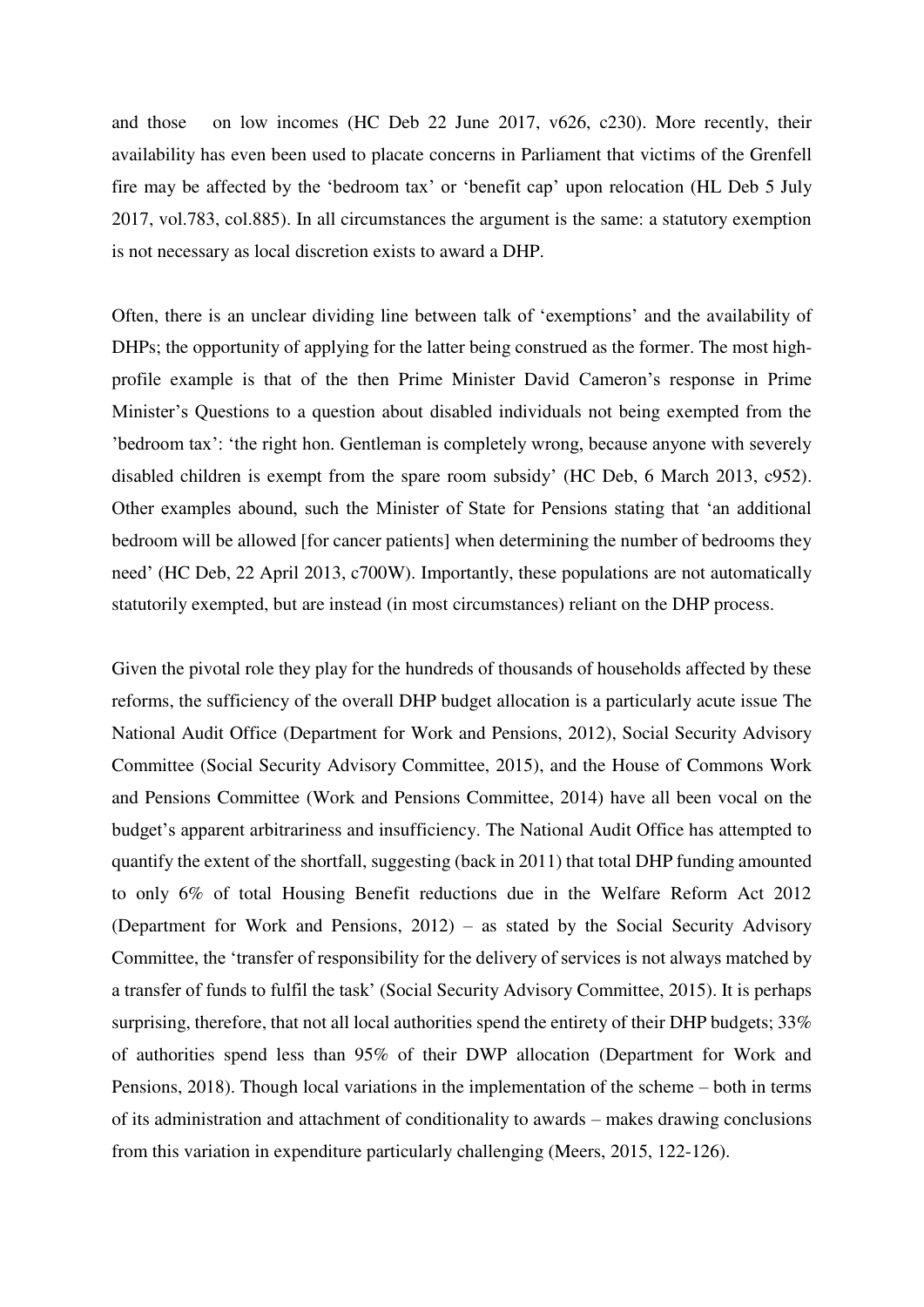and those on low incomes (HC Deb 22 June 2017, v626, c230). More recently, their availability has even been used to placate concerns in Parliament that victims of the Grenfell fire may be affected by the 'bedroom tax' or 'benefit cap' upon relocation (HL Deb 5 July 2017, vol.783, col.885). In all circumstances the argument is the same: a statutory exemption is not necessary as local discretion exists to award a DHP.

Often, there is an unclear dividing line between talk of 'exemptions' and the availability of DHPs; the opportunity of applying for the latter being construed as the former. The most high-profile example is that of the then Prime Minister David Cameron's response in Prime Minister's Questions to a question about disabled individuals not being exempted from the 'bedroom tax': 'the right hon. Gentleman is completely wrong, because anyone with severely disabled children is exempt from the spare room subsidy' (HC Deb, 6 March 2013, c952). Other examples abound, such the Minister of State for Pensions stating that 'an additional bedroom will be allowed [for cancer patients] when determining the number of bedrooms they need' (HC Deb, 22 April 2013, c700W). Importantly, these populations are not automatically statutorily exempted, but are instead (in most circumstances) reliant on the DHP process.

Given the pivotal role they play for the hundreds of thousands of households affected by these reforms, the sufficiency of the overall DHP budget allocation is a particularly acute issue The National Audit Office (Department for Work and Pensions, 2012), Social Security Advisory Committee (Social Security Advisory Committee, 2015), and the House of Commons Work and Pensions Committee (Work and Pensions Committee, 2014) have all been vocal on the budget's apparent arbitrariness and insufficiency. The National Audit Office has attempted to quantify the extent of the shortfall, suggesting (back in 2011) that total DHP funding amounted to only 6% of total Housing Benefit reductions due in the Welfare Reform Act 2012 (Department for Work and Pensions, 2012) – as stated by the Social Security Advisory Committee, the 'transfer of responsibility for the delivery of services is not always matched by a transfer of funds to fulfil the task' (Social Security Advisory Committee, 2015). It is perhaps surprising, therefore, that not all local authorities spend the entirety of their DHP budgets; 33% of authorities spend less than 95% of their DWP allocation (Department for Work and Pensions, 2018). Though local variations in the implementation of the scheme – both in terms of its administration and attachment of conditionality to awards – makes drawing conclusions from this variation in expenditure particularly challenging (Meers, 2015, 122-126).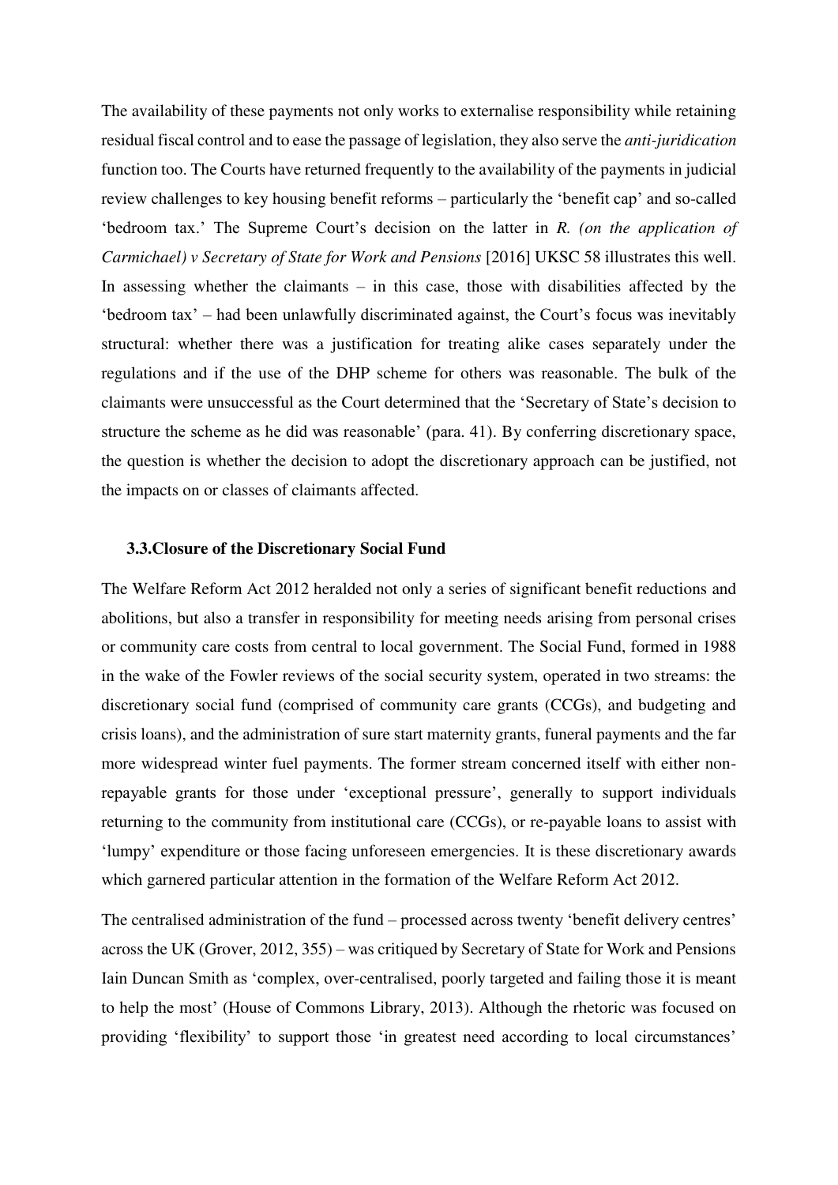The availability of these payments not only works to externalise responsibility while retaining residual fiscal control and to ease the passage of legislation, they also serve the *anti-juridication* function too. The Courts have returned frequently to the availability of the payments in judicial review challenges to key housing benefit reforms – particularly the 'benefit cap' and so-called 'bedroom tax.' The Supreme Court's decision on the latter in *R. (on the application of Carmichael) v Secretary of State for Work and Pensions* [2016] UKSC 58 illustrates this well. In assessing whether the claimants – in this case, those with disabilities affected by the 'bedroom tax' – had been unlawfully discriminated against, the Court's focus was inevitably structural: whether there was a justification for treating alike cases separately under the regulations and if the use of the DHP scheme for others was reasonable. The bulk of the claimants were unsuccessful as the Court determined that the 'Secretary of State's decision to structure the scheme as he did was reasonable' (para. 41). By conferring discretionary space, the question is whether the decision to adopt the discretionary approach can be justified, not the impacts on or classes of claimants affected.

### 3.3. Closure of the Discretionary Social Fund

The Welfare Reform Act 2012 heralded not only a series of significant benefit reductions and abolitions, but also a transfer in responsibility for meeting needs arising from personal crises or community care costs from central to local government. The Social Fund, formed in 1988 in the wake of the Fowler reviews of the social security system, operated in two streams: the discretionary social fund (comprised of community care grants (CCGs), and budgeting and crisis loans), and the administration of sure start maternity grants, funeral payments and the far more widespread winter fuel payments. The former stream concerned itself with either non-repayable grants for those under 'exceptional pressure', generally to support individuals returning to the community from institutional care (CCGs), or re-payable loans to assist with 'lumpy' expenditure or those facing unforeseen emergencies. It is these discretionary awards which garnered particular attention in the formation of the Welfare Reform Act 2012.

The centralised administration of the fund – processed across twenty 'benefit delivery centres' across the UK (Grover, 2012, 355) – was critiqued by Secretary of State for Work and Pensions Iain Duncan Smith as 'complex, over-centralised, poorly targeted and failing those it is meant to help the most' (House of Commons Library, 2013). Although the rhetoric was focused on providing 'flexibility' to support those 'in greatest need according to local circumstances'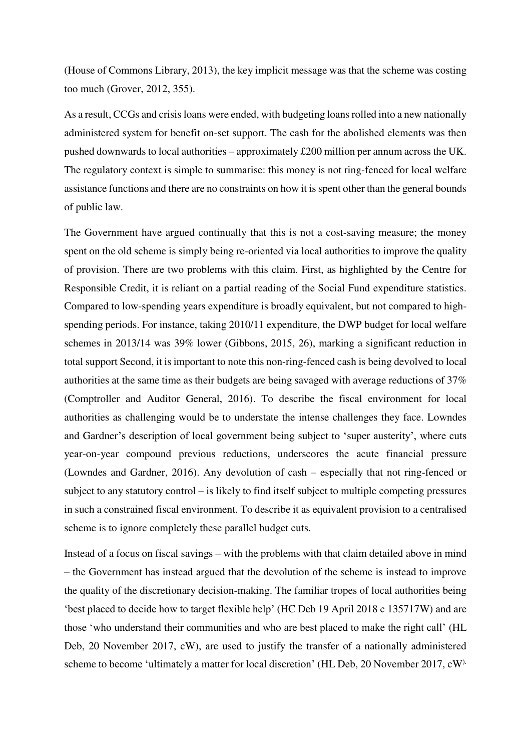(House of Commons Library, 2013), the key implicit message was that the scheme was costing too much (Grover, 2012, 355).

As a result, CCGs and crisis loans were ended, with budgeting loans rolled into a new nationally administered system for benefit on-set support. The cash for the abolished elements was then pushed downwards to local authorities – approximately £200 million per annum across the UK. The regulatory context is simple to summarise: this money is not ring-fenced for local welfare assistance functions and there are no constraints on how it is spent other than the general bounds of public law.

The Government have argued continually that this is not a cost-saving measure; the money spent on the old scheme is simply being re-oriented via local authorities to improve the quality of provision. There are two problems with this claim. First, as highlighted by the Centre for Responsible Credit, it is reliant on a partial reading of the Social Fund expenditure statistics. Compared to low-spending years expenditure is broadly equivalent, but not compared to high-spending periods. For instance, taking 2010/11 expenditure, the DWP budget for local welfare schemes in 2013/14 was 39% lower (Gibbons, 2015, 26), marking a significant reduction in total support Second, it is important to note this non-ring-fenced cash is being devolved to local authorities at the same time as their budgets are being savaged with average reductions of 37% (Comptroller and Auditor General, 2016). To describe the fiscal environment for local authorities as challenging would be to understate the intense challenges they face. Lowndes and Gardner's description of local government being subject to 'super austerity', where cuts year-on-year compound previous reductions, underscores the acute financial pressure (Lowndes and Gardner, 2016). Any devolution of cash – especially that not ring-fenced or subject to any statutory control – is likely to find itself subject to multiple competing pressures in such a constrained fiscal environment. To describe it as equivalent provision to a centralised scheme is to ignore completely these parallel budget cuts.

Instead of a focus on fiscal savings – with the problems with that claim detailed above in mind – the Government has instead argued that the devolution of the scheme is instead to improve the quality of the discretionary decision-making. The familiar tropes of local authorities being 'best placed to decide how to target flexible help' (HC Deb 19 April 2018 c 135717W) and are those 'who understand their communities and who are best placed to make the right call' (HL Deb, 20 November 2017, cW), are used to justify the transfer of a nationally administered scheme to become 'ultimately a matter for local discretion' (HL Deb, 20 November 2017, cW).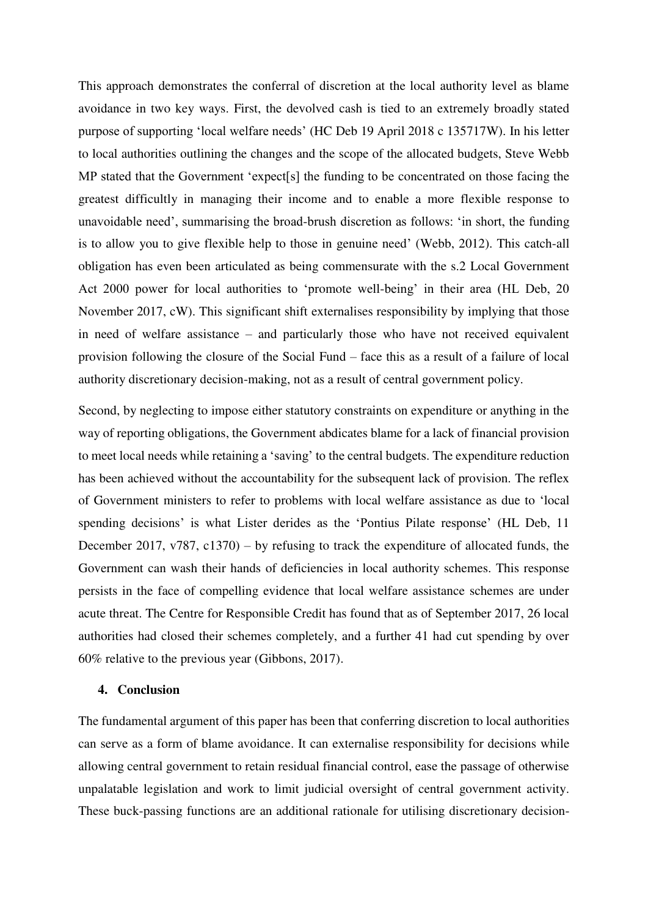This approach demonstrates the conferral of discretion at the local authority level as blame avoidance in two key ways. First, the devolved cash is tied to an extremely broadly stated purpose of supporting 'local welfare needs' (HC Deb 19 April 2018 c 135717W). In his letter to local authorities outlining the changes and the scope of the allocated budgets, Steve Webb MP stated that the Government 'expect[s] the funding to be concentrated on those facing the greatest difficultly in managing their income and to enable a more flexible response to unavoidable need', summarising the broad-brush discretion as follows: 'in short, the funding is to allow you to give flexible help to those in genuine need' (Webb, 2012). This catch-all obligation has even been articulated as being commensurate with the s.2 Local Government Act 2000 power for local authorities to 'promote well-being' in their area (HL Deb, 20 November 2017, cW). This significant shift externalises responsibility by implying that those in need of welfare assistance – and particularly those who have not received equivalent provision following the closure of the Social Fund – face this as a result of a failure of local authority discretionary decision-making, not as a result of central government policy.

Second, by neglecting to impose either statutory constraints on expenditure or anything in the way of reporting obligations, the Government abdicates blame for a lack of financial provision to meet local needs while retaining a 'saving' to the central budgets. The expenditure reduction has been achieved without the accountability for the subsequent lack of provision. The reflex of Government ministers to refer to problems with local welfare assistance as due to 'local spending decisions' is what Lister derides as the 'Pontius Pilate response' (HL Deb, 11 December 2017, v787, c1370) – by refusing to track the expenditure of allocated funds, the Government can wash their hands of deficiencies in local authority schemes. This response persists in the face of compelling evidence that local welfare assistance schemes are under acute threat. The Centre for Responsible Credit has found that as of September 2017, 26 local authorities had closed their schemes completely, and a further 41 had cut spending by over 60% relative to the previous year (Gibbons, 2017).

## 4. Conclusion

The fundamental argument of this paper has been that conferring discretion to local authorities can serve as a form of blame avoidance. It can externalise responsibility for decisions while allowing central government to retain residual financial control, ease the passage of otherwise unpalatable legislation and work to limit judicial oversight of central government activity. These buck-passing functions are an additional rationale for utilising discretionary decision-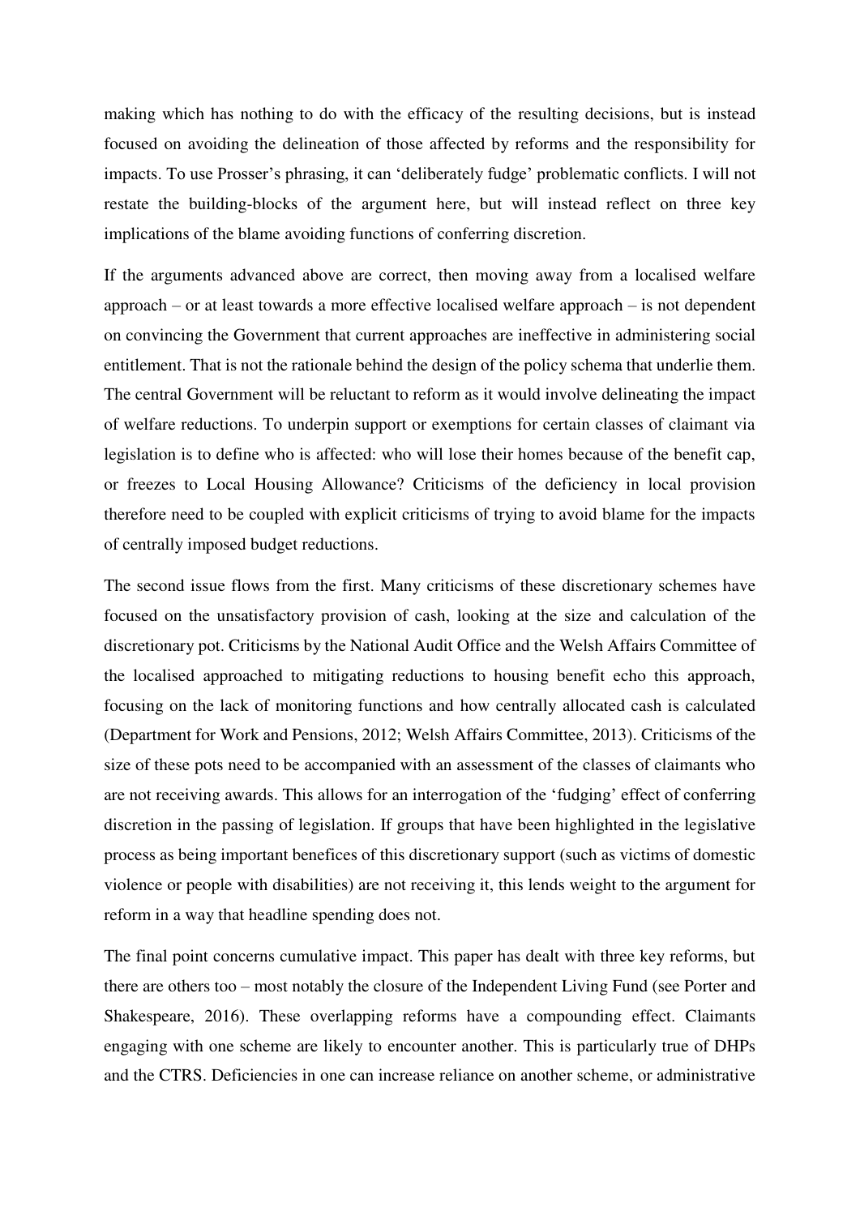making which has nothing to do with the efficacy of the resulting decisions, but is instead focused on avoiding the delineation of those affected by reforms and the responsibility for impacts. To use Prosser's phrasing, it can 'deliberately fudge' problematic conflicts. I will not restate the building-blocks of the argument here, but will instead reflect on three key implications of the blame avoiding functions of conferring discretion.

If the arguments advanced above are correct, then moving away from a localised welfare approach – or at least towards a more effective localised welfare approach – is not dependent on convincing the Government that current approaches are ineffective in administering social entitlement. That is not the rationale behind the design of the policy schema that underlie them. The central Government will be reluctant to reform as it would involve delineating the impact of welfare reductions. To underpin support or exemptions for certain classes of claimant via legislation is to define who is affected: who will lose their homes because of the benefit cap, or freezes to Local Housing Allowance? Criticisms of the deficiency in local provision therefore need to be coupled with explicit criticisms of trying to avoid blame for the impacts of centrally imposed budget reductions.

The second issue flows from the first. Many criticisms of these discretionary schemes have focused on the unsatisfactory provision of cash, looking at the size and calculation of the discretionary pot. Criticisms by the National Audit Office and the Welsh Affairs Committee of the localised approached to mitigating reductions to housing benefit echo this approach, focusing on the lack of monitoring functions and how centrally allocated cash is calculated (Department for Work and Pensions, 2012; Welsh Affairs Committee, 2013). Criticisms of the size of these pots need to be accompanied with an assessment of the classes of claimants who are not receiving awards. This allows for an interrogation of the 'fudging' effect of conferring discretion in the passing of legislation. If groups that have been highlighted in the legislative process as being important benefices of this discretionary support (such as victims of domestic violence or people with disabilities) are not receiving it, this lends weight to the argument for reform in a way that headline spending does not.

The final point concerns cumulative impact. This paper has dealt with three key reforms, but there are others too – most notably the closure of the Independent Living Fund (see Porter and Shakespeare, 2016). These overlapping reforms have a compounding effect. Claimants engaging with one scheme are likely to encounter another. This is particularly true of DHPs and the CTRS. Deficiencies in one can increase reliance on another scheme, or administrative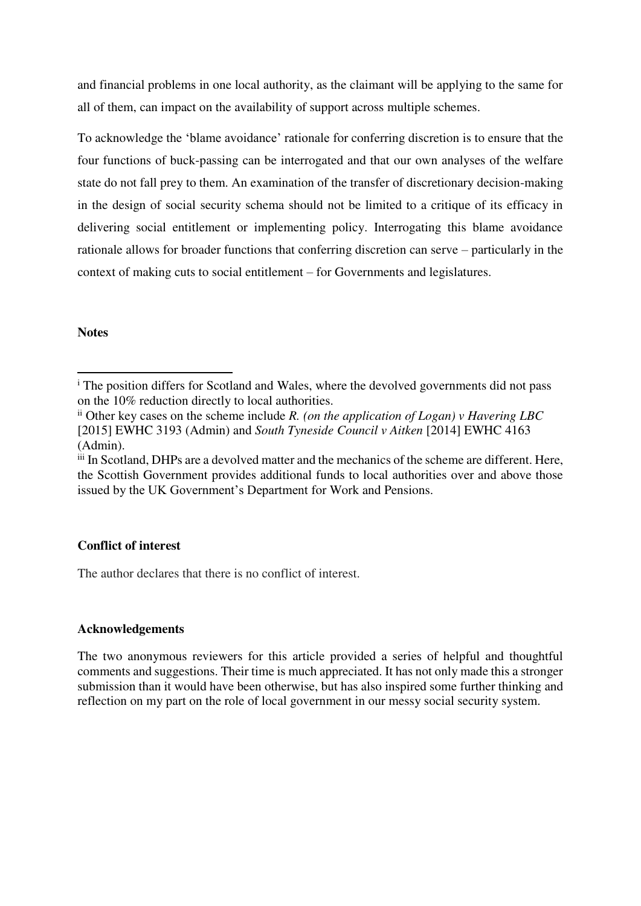and financial problems in one local authority, as the claimant will be applying to the same for all of them, can impact on the availability of support across multiple schemes.

To acknowledge the 'blame avoidance' rationale for conferring discretion is to ensure that the four functions of buck-passing can be interrogated and that our own analyses of the welfare state do not fall prey to them. An examination of the transfer of discretionary decision-making in the design of social security schema should not be limited to a critique of its efficacy in delivering social entitlement or implementing policy. Interrogating this blame avoidance rationale allows for broader functions that conferring discretion can serve – particularly in the context of making cuts to social entitlement – for Governments and legislatures.

**Notes**

[i] The position differs for Scotland and Wales, where the devolved governments did not pass on the 10% reduction directly to local authorities.

[ii] Other key cases on the scheme include *R. (on the application of Logan) v Havering LBC* [2015] EWHC 3193 (Admin) and *South Tyneside Council v Aitken* [2014] EWHC 4163 (Admin).

[iii] In Scotland, DHPs are a devolved matter and the mechanics of the scheme are different. Here, the Scottish Government provides additional funds to local authorities over and above those issued by the UK Government's Department for Work and Pensions.

**Conflict of interest**

The author declares that there is no conflict of interest.

**Acknowledgements**

The two anonymous reviewers for this article provided a series of helpful and thoughtful comments and suggestions. Their time is much appreciated. It has not only made this a stronger submission than it would have been otherwise, but has also inspired some further thinking and reflection on my part on the role of local government in our messy social security system.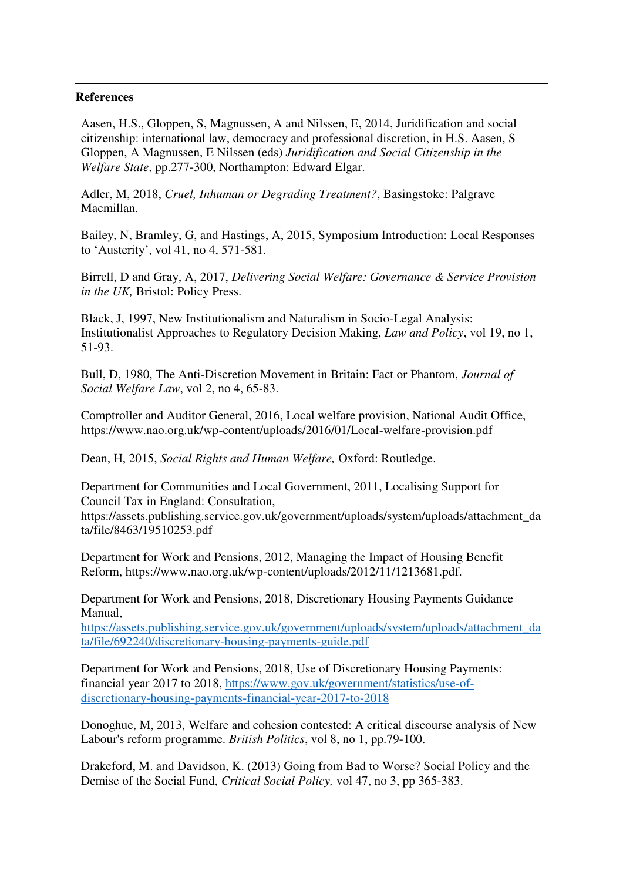## References

Aasen, H.S., Gloppen, S, Magnussen, A and Nilssen, E, 2014, Juridification and social citizenship: international law, democracy and professional discretion, in H.S. Aasen, S Gloppen, A Magnussen, E Nilssen (eds) *Juridification and Social Citizenship in the Welfare State*, pp.277-300, Northampton: Edward Elgar.

Adler, M, 2018, *Cruel, Inhuman or Degrading Treatment?*, Basingstoke: Palgrave Macmillan.

Bailey, N, Bramley, G, and Hastings, A, 2015, Symposium Introduction: Local Responses to 'Austerity', vol 41, no 4, 571-581.

Birrell, D and Gray, A, 2017, *Delivering Social Welfare: Governance & Service Provision in the UK,* Bristol: Policy Press.

Black, J, 1997, New Institutionalism and Naturalism in Socio-Legal Analysis: Institutionalist Approaches to Regulatory Decision Making, *Law and Policy*, vol 19, no 1, 51-93.

Bull, D, 1980, The Anti-Discretion Movement in Britain: Fact or Phantom, *Journal of Social Welfare Law*, vol 2, no 4, 65-83.

Comptroller and Auditor General, 2016, Local welfare provision, National Audit Office, https://www.nao.org.uk/wp-content/uploads/2016/01/Local-welfare-provision.pdf

Dean, H, 2015, *Social Rights and Human Welfare,* Oxford: Routledge.

Department for Communities and Local Government, 2011, Localising Support for Council Tax in England: Consultation, https://assets.publishing.service.gov.uk/government/uploads/system/uploads/attachment_data/file/8463/19510253.pdf

Department for Work and Pensions, 2012, Managing the Impact of Housing Benefit Reform, https://www.nao.org.uk/wp-content/uploads/2012/11/1213681.pdf.

Department for Work and Pensions, 2018, Discretionary Housing Payments Guidance Manual, https://assets.publishing.service.gov.uk/government/uploads/system/uploads/attachment_data/file/692240/discretionary-housing-payments-guide.pdf

Department for Work and Pensions, 2018, Use of Discretionary Housing Payments: financial year 2017 to 2018, https://www.gov.uk/government/statistics/use-of-discretionary-housing-payments-financial-year-2017-to-2018

Donoghue, M, 2013, Welfare and cohesion contested: A critical discourse analysis of New Labour's reform programme. *British Politics*, vol 8, no 1, pp.79-100.

Drakeford, M. and Davidson, K. (2013) Going from Bad to Worse? Social Policy and the Demise of the Social Fund, *Critical Social Policy,* vol 47, no 3, pp 365-383.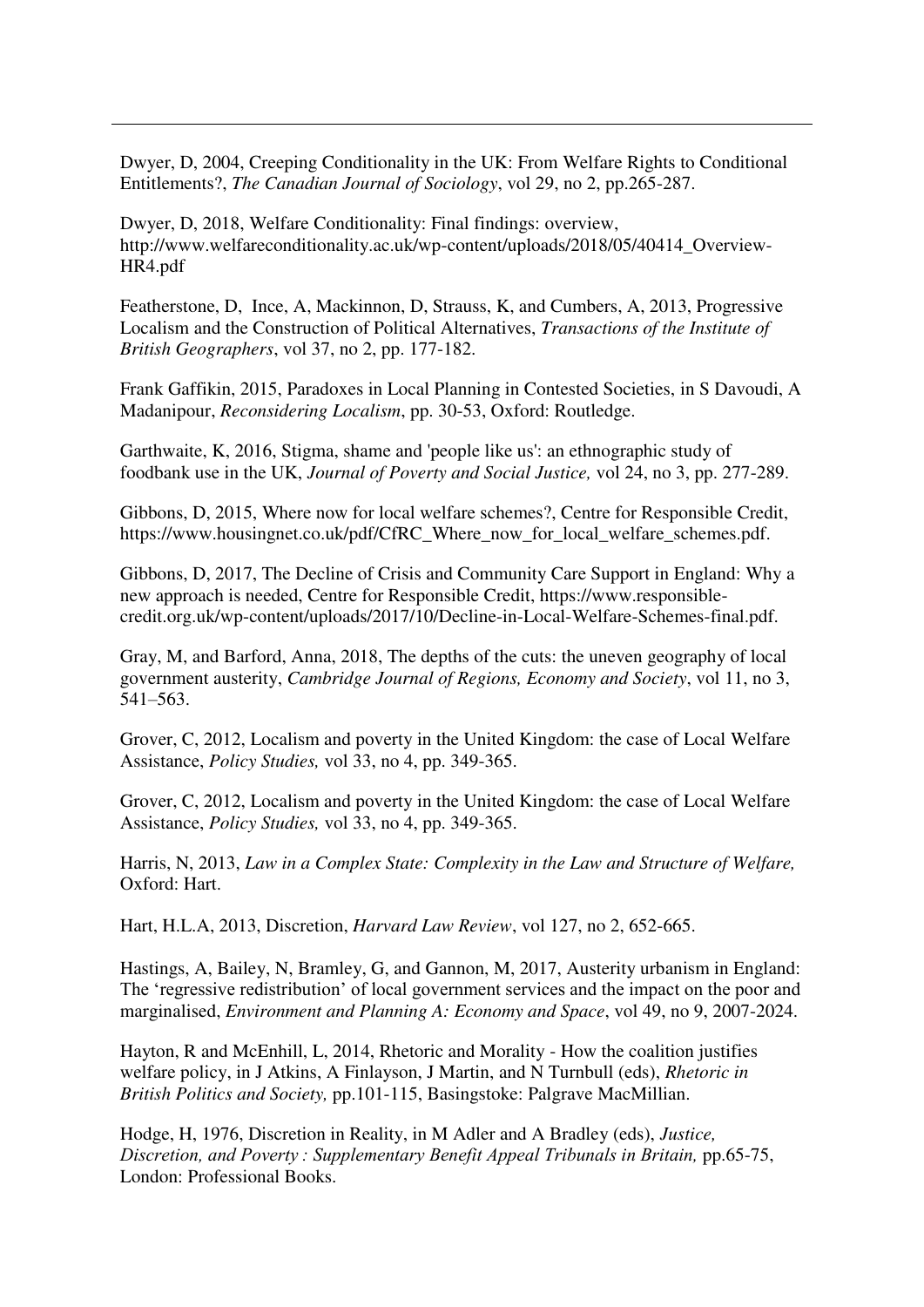Dwyer, D, 2004, Creeping Conditionality in the UK: From Welfare Rights to Conditional Entitlements?, *The Canadian Journal of Sociology*, vol 29, no 2, pp.265-287.

Dwyer, D, 2018, Welfare Conditionality: Final findings: overview, http://www.welfareconditionality.ac.uk/wp-content/uploads/2018/05/40414_Overview-HR4.pdf

Featherstone, D, Ince, A, Mackinnon, D, Strauss, K, and Cumbers, A, 2013, Progressive Localism and the Construction of Political Alternatives, *Transactions of the Institute of British Geographers*, vol 37, no 2, pp. 177-182.

Frank Gaffikin, 2015, Paradoxes in Local Planning in Contested Societies, in S Davoudi, A Madanipour, *Reconsidering Localism*, pp. 30-53, Oxford: Routledge.

Garthwaite, K, 2016, Stigma, shame and 'people like us': an ethnographic study of foodbank use in the UK, *Journal of Poverty and Social Justice,* vol 24, no 3, pp. 277-289.

Gibbons, D, 2015, Where now for local welfare schemes?, Centre for Responsible Credit, https://www.housingnet.co.uk/pdf/CfRC_Where_now_for_local_welfare_schemes.pdf.

Gibbons, D, 2017, The Decline of Crisis and Community Care Support in England: Why a new approach is needed, Centre for Responsible Credit, https://www.responsible-credit.org.uk/wp-content/uploads/2017/10/Decline-in-Local-Welfare-Schemes-final.pdf.

Gray, M, and Barford, Anna, 2018, The depths of the cuts: the uneven geography of local government austerity, *Cambridge Journal of Regions, Economy and Society*, vol 11, no 3, 541–563.

Grover, C, 2012, Localism and poverty in the United Kingdom: the case of Local Welfare Assistance, *Policy Studies,* vol 33, no 4, pp. 349-365.

Grover, C, 2012, Localism and poverty in the United Kingdom: the case of Local Welfare Assistance, *Policy Studies,* vol 33, no 4, pp. 349-365.

Harris, N, 2013, *Law in a Complex State: Complexity in the Law and Structure of Welfare,* Oxford: Hart.

Hart, H.L.A, 2013, Discretion, *Harvard Law Review*, vol 127, no 2, 652-665.

Hastings, A, Bailey, N, Bramley, G, and Gannon, M, 2017, Austerity urbanism in England: The 'regressive redistribution' of local government services and the impact on the poor and marginalised, *Environment and Planning A: Economy and Space*, vol 49, no 9, 2007-2024.

Hayton, R and McEnhill, L, 2014, Rhetoric and Morality - How the coalition justifies welfare policy, in J Atkins, A Finlayson, J Martin, and N Turnbull (eds), *Rhetoric in British Politics and Society,* pp.101-115, Basingstoke: Palgrave MacMillian.

Hodge, H, 1976, Discretion in Reality, in M Adler and A Bradley (eds), *Justice, Discretion, and Poverty : Supplementary Benefit Appeal Tribunals in Britain,* pp.65-75, London: Professional Books.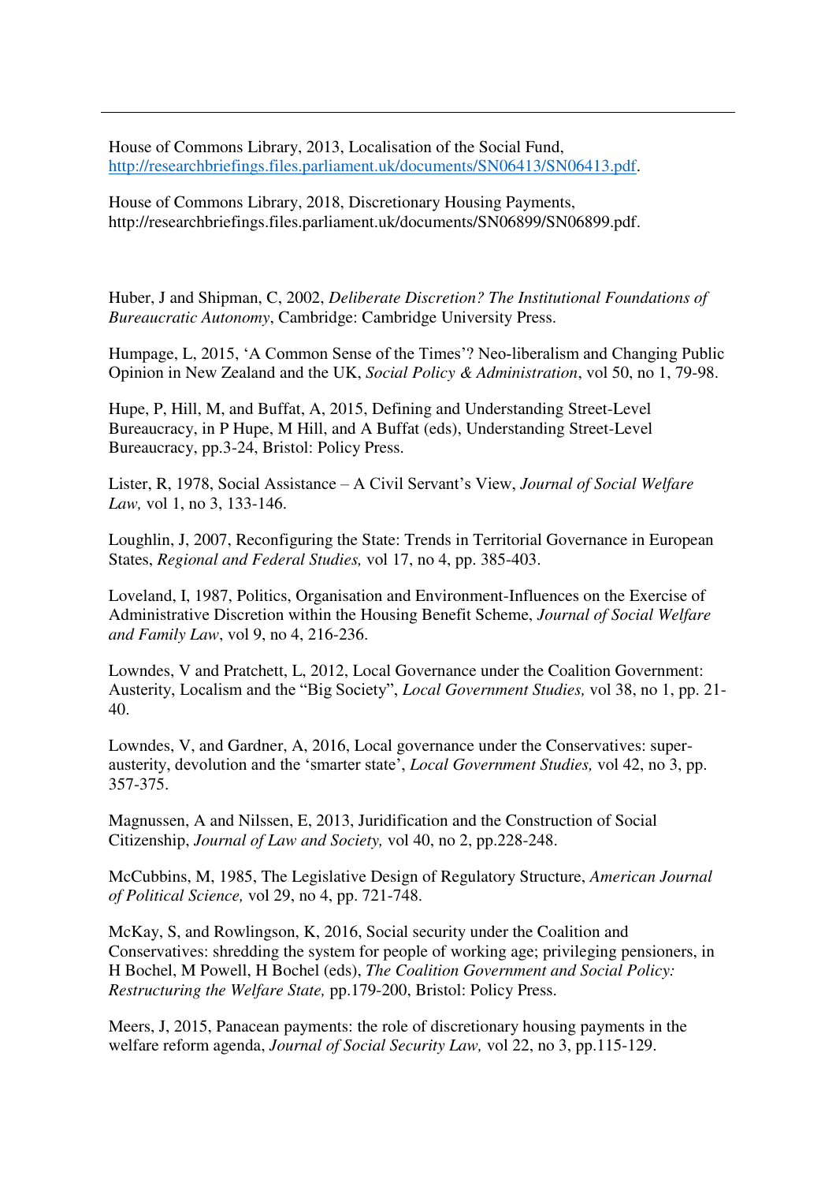House of Commons Library, 2013, Localisation of the Social Fund, http://researchbriefings.files.parliament.uk/documents/SN06413/SN06413.pdf.

House of Commons Library, 2018, Discretionary Housing Payments, http://researchbriefings.files.parliament.uk/documents/SN06899/SN06899.pdf.

Huber, J and Shipman, C, 2002, *Deliberate Discretion? The Institutional Foundations of Bureaucratic Autonomy*, Cambridge: Cambridge University Press.

Humpage, L, 2015, 'A Common Sense of the Times'? Neo-liberalism and Changing Public Opinion in New Zealand and the UK, *Social Policy & Administration*, vol 50, no 1, 79-98.

Hupe, P, Hill, M, and Buffat, A, 2015, Defining and Understanding Street-Level Bureaucracy, in P Hupe, M Hill, and A Buffat (eds), Understanding Street-Level Bureaucracy, pp.3-24, Bristol: Policy Press.

Lister, R, 1978, Social Assistance – A Civil Servant's View, *Journal of Social Welfare Law,* vol 1, no 3, 133-146.

Loughlin, J, 2007, Reconfiguring the State: Trends in Territorial Governance in European States, *Regional and Federal Studies,* vol 17, no 4, pp. 385-403.

Loveland, I, 1987, Politics, Organisation and Environment-Influences on the Exercise of Administrative Discretion within the Housing Benefit Scheme, *Journal of Social Welfare and Family Law*, vol 9, no 4, 216-236.

Lowndes, V and Pratchett, L, 2012, Local Governance under the Coalition Government: Austerity, Localism and the "Big Society", *Local Government Studies,* vol 38, no 1, pp. 21-40.

Lowndes, V, and Gardner, A, 2016, Local governance under the Conservatives: super-austerity, devolution and the 'smarter state', *Local Government Studies,* vol 42, no 3, pp. 357-375.

Magnussen, A and Nilssen, E, 2013, Juridification and the Construction of Social Citizenship, *Journal of Law and Society,* vol 40, no 2, pp.228-248.

McCubbins, M, 1985, The Legislative Design of Regulatory Structure, *American Journal of Political Science,* vol 29, no 4, pp. 721-748.

McKay, S, and Rowlingson, K, 2016, Social security under the Coalition and Conservatives: shredding the system for people of working age; privileging pensioners, in H Bochel, M Powell, H Bochel (eds), *The Coalition Government and Social Policy: Restructuring the Welfare State,* pp.179-200, Bristol: Policy Press.

Meers, J, 2015, Panacean payments: the role of discretionary housing payments in the welfare reform agenda, *Journal of Social Security Law,* vol 22, no 3, pp.115-129.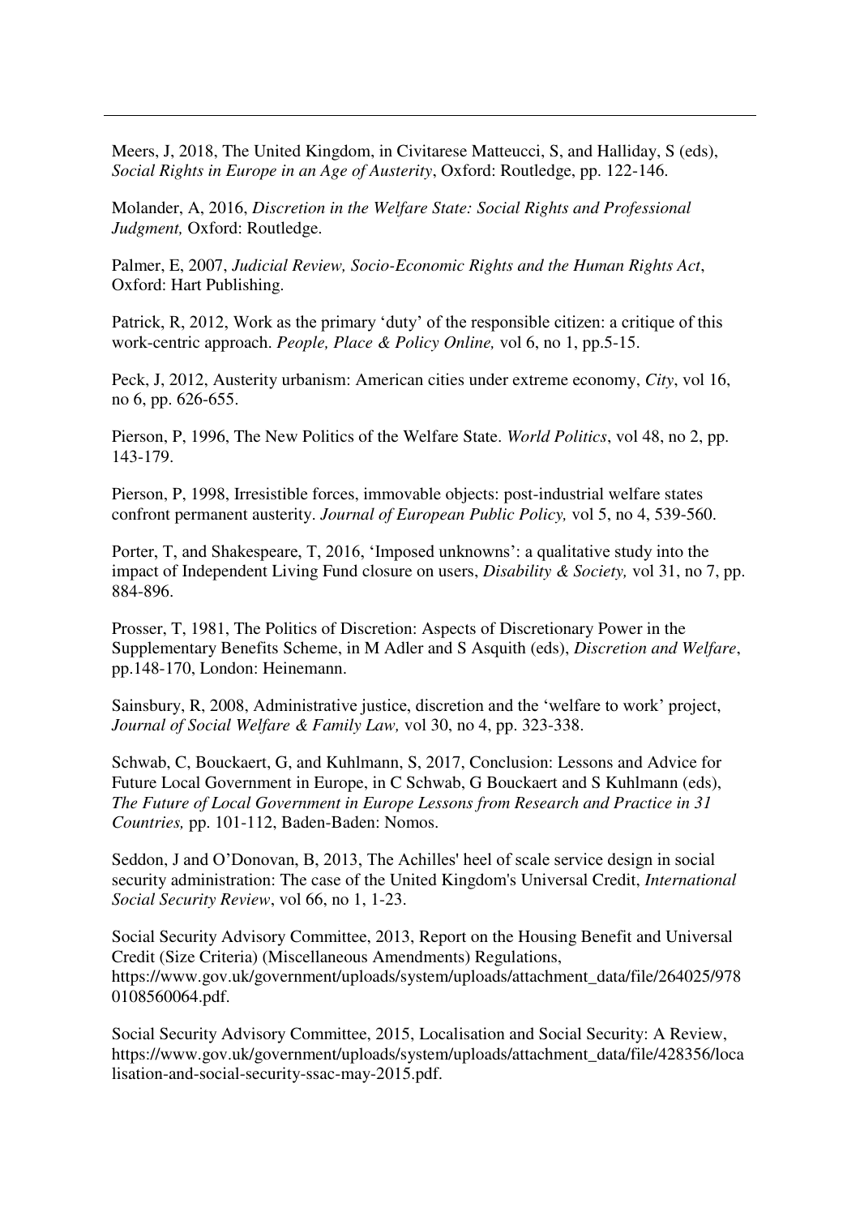Meers, J, 2018, The United Kingdom, in Civitarese Matteucci, S, and Halliday, S (eds), *Social Rights in Europe in an Age of Austerity*, Oxford: Routledge, pp. 122-146.

Molander, A, 2016, *Discretion in the Welfare State: Social Rights and Professional Judgment,* Oxford: Routledge.

Palmer, E, 2007, *Judicial Review, Socio-Economic Rights and the Human Rights Act*, Oxford: Hart Publishing.

Patrick, R, 2012, Work as the primary 'duty' of the responsible citizen: a critique of this work-centric approach. *People, Place & Policy Online,* vol 6, no 1, pp.5-15.

Peck, J, 2012, Austerity urbanism: American cities under extreme economy, *City*, vol 16, no 6, pp. 626-655.

Pierson, P, 1996, The New Politics of the Welfare State. *World Politics*, vol 48, no 2, pp. 143-179.

Pierson, P, 1998, Irresistible forces, immovable objects: post-industrial welfare states confront permanent austerity. *Journal of European Public Policy,* vol 5, no 4, 539-560.

Porter, T, and Shakespeare, T, 2016, 'Imposed unknowns': a qualitative study into the impact of Independent Living Fund closure on users, *Disability & Society,* vol 31, no 7, pp. 884-896.

Prosser, T, 1981, The Politics of Discretion: Aspects of Discretionary Power in the Supplementary Benefits Scheme, in M Adler and S Asquith (eds), *Discretion and Welfare*, pp.148-170, London: Heinemann.

Sainsbury, R, 2008, Administrative justice, discretion and the 'welfare to work' project, *Journal of Social Welfare & Family Law,* vol 30, no 4, pp. 323-338.

Schwab, C, Bouckaert, G, and Kuhlmann, S, 2017, Conclusion: Lessons and Advice for Future Local Government in Europe, in C Schwab, G Bouckaert and S Kuhlmann (eds), *The Future of Local Government in Europe Lessons from Research and Practice in 31 Countries,* pp. 101-112, Baden-Baden: Nomos.

Seddon, J and O'Donovan, B, 2013, The Achilles' heel of scale service design in social security administration: The case of the United Kingdom's Universal Credit, *International Social Security Review*, vol 66, no 1, 1-23.

Social Security Advisory Committee, 2013, Report on the Housing Benefit and Universal Credit (Size Criteria) (Miscellaneous Amendments) Regulations, https://www.gov.uk/government/uploads/system/uploads/attachment_data/file/264025/9780108560064.pdf.

Social Security Advisory Committee, 2015, Localisation and Social Security: A Review, https://www.gov.uk/government/uploads/system/uploads/attachment_data/file/428356/localisation-and-social-security-ssac-may-2015.pdf.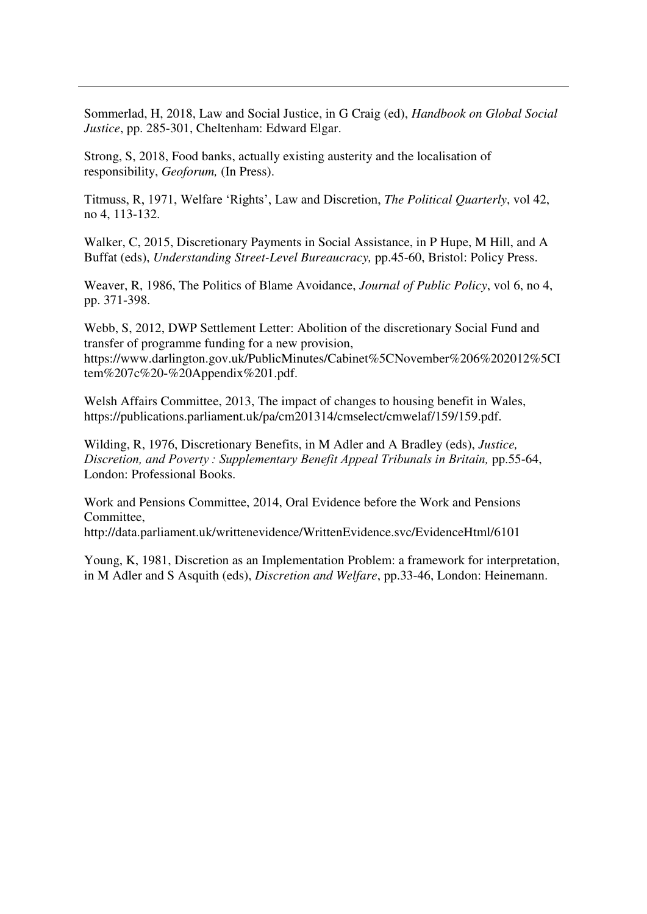Sommerlad, H, 2018, Law and Social Justice, in G Craig (ed), *Handbook on Global Social Justice*, pp. 285-301, Cheltenham: Edward Elgar.

Strong, S, 2018, Food banks, actually existing austerity and the localisation of responsibility, *Geoforum,* (In Press).

Titmuss, R, 1971, Welfare 'Rights', Law and Discretion, *The Political Quarterly*, vol 42, no 4, 113-132.

Walker, C, 2015, Discretionary Payments in Social Assistance, in P Hupe, M Hill, and A Buffat (eds), *Understanding Street-Level Bureaucracy,* pp.45-60, Bristol: Policy Press.

Weaver, R, 1986, The Politics of Blame Avoidance, *Journal of Public Policy*, vol 6, no 4, pp. 371-398.

Webb, S, 2012, DWP Settlement Letter: Abolition of the discretionary Social Fund and transfer of programme funding for a new provision, https://www.darlington.gov.uk/PublicMinutes/Cabinet%5CNovember%206%202012%5CItem%207c%20-%20Appendix%201.pdf.

Welsh Affairs Committee, 2013, The impact of changes to housing benefit in Wales, https://publications.parliament.uk/pa/cm201314/cmselect/cmwelaf/159/159.pdf.

Wilding, R, 1976, Discretionary Benefits, in M Adler and A Bradley (eds), *Justice, Discretion, and Poverty : Supplementary Benefit Appeal Tribunals in Britain,* pp.55-64, London: Professional Books.

Work and Pensions Committee, 2014, Oral Evidence before the Work and Pensions Committee, http://data.parliament.uk/writtenevidence/WrittenEvidence.svc/EvidenceHtml/6101

Young, K, 1981, Discretion as an Implementation Problem: a framework for interpretation, in M Adler and S Asquith (eds), *Discretion and Welfare*, pp.33-46, London: Heinemann.